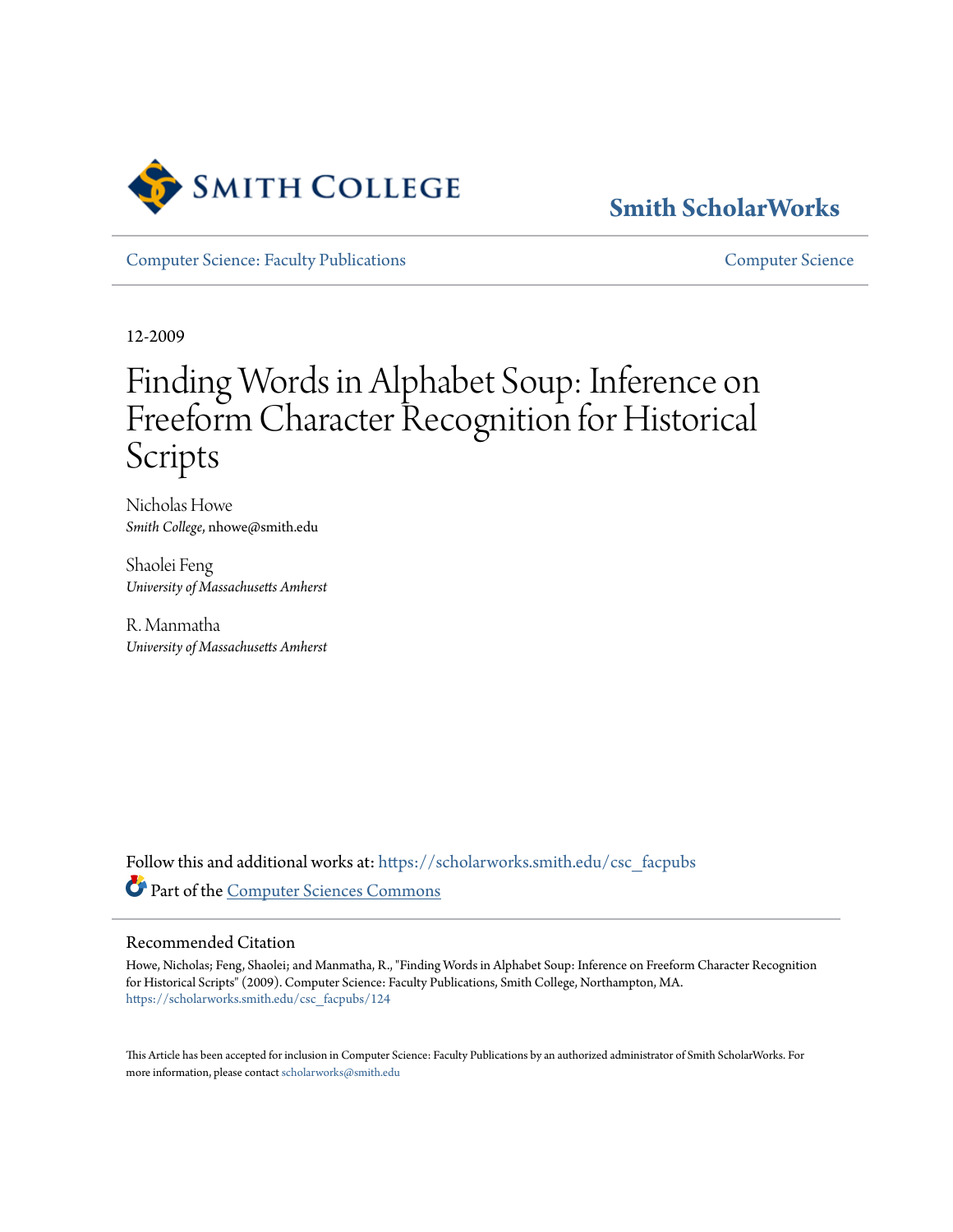Smith College

# Smith ScholarWorks

Computer Science: Faculty Publications | Computer Science

12-2009

# Finding Words in Alphabet Soup: Inference on Freeform Character Recognition for Historical Scripts

Nicholas Howe
*Smith College*, nhowe@smith.edu

Shaolei Feng
*University of Massachusetts Amherst*

R. Manmatha
*University of Massachusetts Amherst*

Follow this and additional works at: https://scholarworks.smith.edu/csc_facpubs

Part of the Computer Sciences Commons

## Recommended Citation

Howe, Nicholas; Feng, Shaolei; and Manmatha, R., "Finding Words in Alphabet Soup: Inference on Freeform Character Recognition for Historical Scripts" (2009). Computer Science: Faculty Publications, Smith College, Northampton, MA.
https://scholarworks.smith.edu/csc_facpubs/124

This Article has been accepted for inclusion in Computer Science: Faculty Publications by an authorized administrator of Smith ScholarWorks. For more information, please contact scholarworks@smith.edu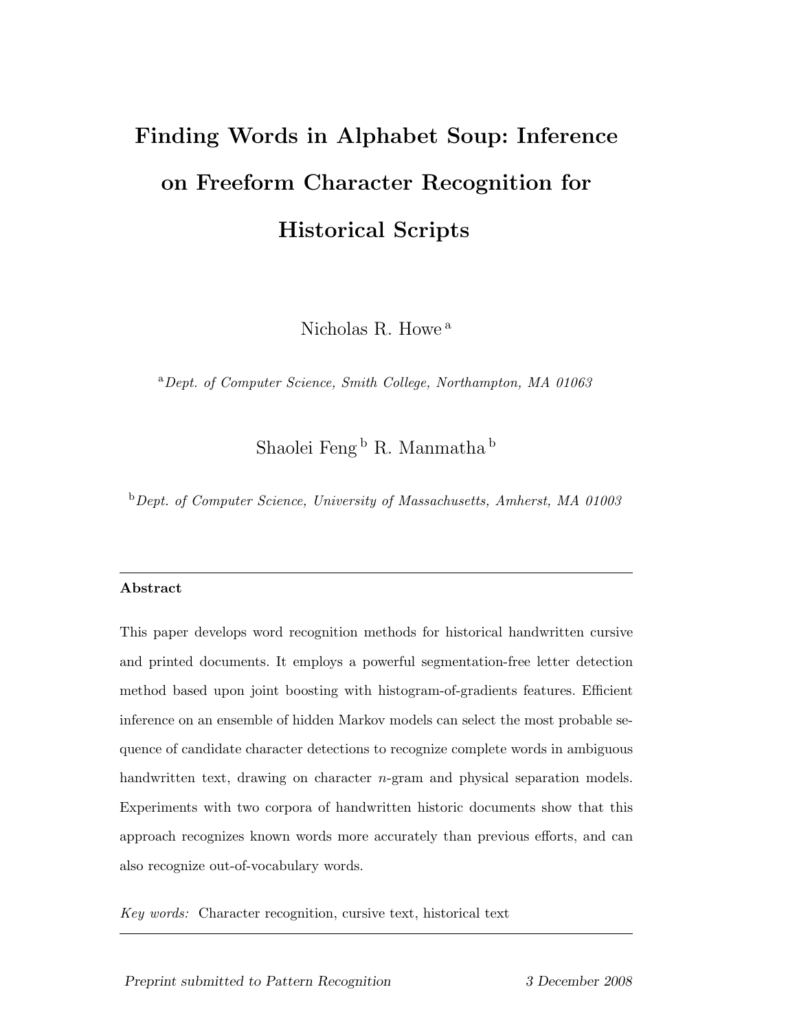# Finding Words in Alphabet Soup: Inference on Freeform Character Recognition for Historical Scripts

Nicholas R. Howe [a]

[a] *Dept. of Computer Science, Smith College, Northampton, MA 01063*

Shaolei Feng [b] R. Manmatha [b]

[b] *Dept. of Computer Science, University of Massachusetts, Amherst, MA 01003*

---

**Abstract**

This paper develops word recognition methods for historical handwritten cursive and printed documents. It employs a powerful segmentation-free letter detection method based upon joint boosting with histogram-of-gradients features. Efficient inference on an ensemble of hidden Markov models can select the most probable sequence of candidate character detections to recognize complete words in ambiguous handwritten text, drawing on character $n$-gram and physical separation models. Experiments with two corpora of handwritten historic documents show that this approach recognizes known words more accurately than previous efforts, and can also recognize out-of-vocabulary words.

*Key words:* Character recognition, cursive text, historical text

---

*Preprint submitted to Pattern Recognition* 3 December 2008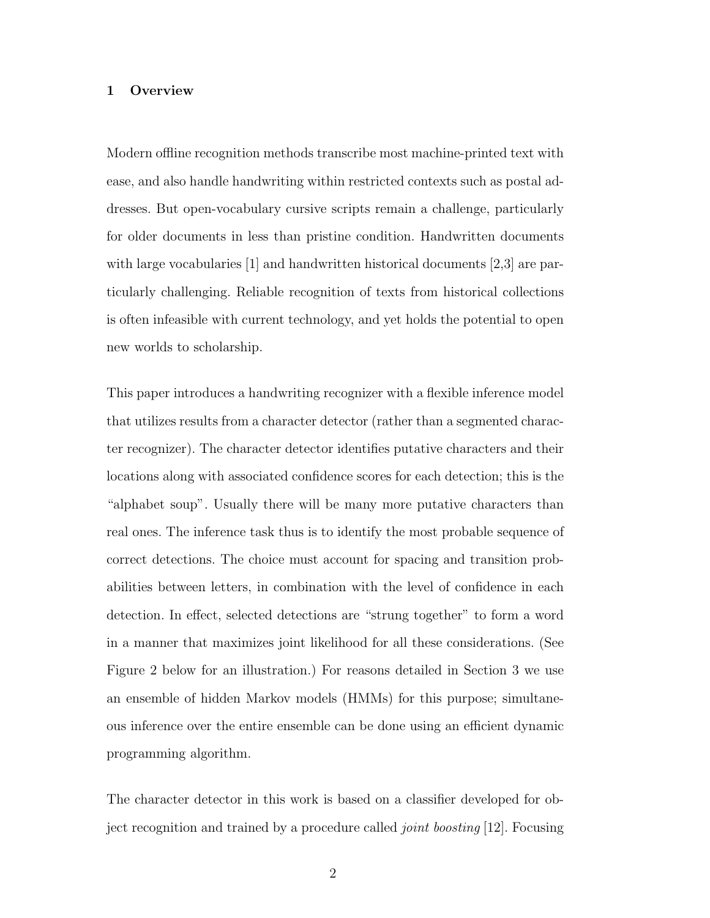## 1 Overview

Modern offline recognition methods transcribe most machine-printed text with ease, and also handle handwriting within restricted contexts such as postal addresses. But open-vocabulary cursive scripts remain a challenge, particularly for older documents in less than pristine condition. Handwritten documents with large vocabularies [1] and handwritten historical documents [2,3] are particularly challenging. Reliable recognition of texts from historical collections is often infeasible with current technology, and yet holds the potential to open new worlds to scholarship.

This paper introduces a handwriting recognizer with a flexible inference model that utilizes results from a character detector (rather than a segmented character recognizer). The character detector identifies putative characters and their locations along with associated confidence scores for each detection; this is the "alphabet soup". Usually there will be many more putative characters than real ones. The inference task thus is to identify the most probable sequence of correct detections. The choice must account for spacing and transition probabilities between letters, in combination with the level of confidence in each detection. In effect, selected detections are "strung together" to form a word in a manner that maximizes joint likelihood for all these considerations. (See Figure 2 below for an illustration.) For reasons detailed in Section 3 we use an ensemble of hidden Markov models (HMMs) for this purpose; simultaneous inference over the entire ensemble can be done using an efficient dynamic programming algorithm.

The character detector in this work is based on a classifier developed for object recognition and trained by a procedure called *joint boosting* [12]. Focusing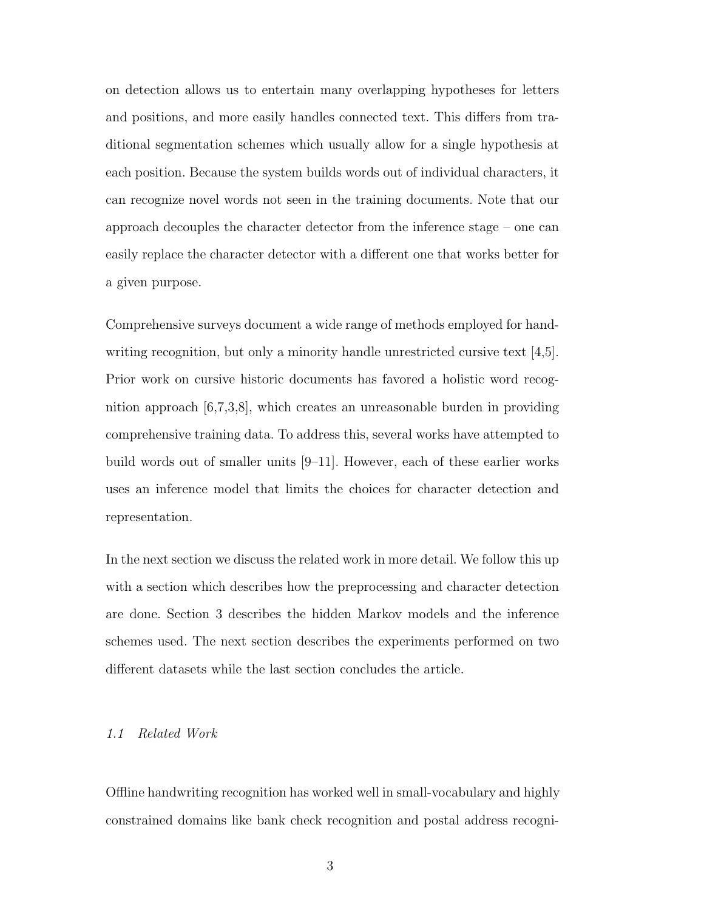on detection allows us to entertain many overlapping hypotheses for letters and positions, and more easily handles connected text. This differs from traditional segmentation schemes which usually allow for a single hypothesis at each position. Because the system builds words out of individual characters, it can recognize novel words not seen in the training documents. Note that our approach decouples the character detector from the inference stage – one can easily replace the character detector with a different one that works better for a given purpose.

Comprehensive surveys document a wide range of methods employed for handwriting recognition, but only a minority handle unrestricted cursive text [4,5]. Prior work on cursive historic documents has favored a holistic word recognition approach [6,7,3,8], which creates an unreasonable burden in providing comprehensive training data. To address this, several works have attempted to build words out of smaller units [9–11]. However, each of these earlier works uses an inference model that limits the choices for character detection and representation.

In the next section we discuss the related work in more detail. We follow this up with a section which describes how the preprocessing and character detection are done. Section 3 describes the hidden Markov models and the inference schemes used. The next section describes the experiments performed on two different datasets while the last section concludes the article.

### *1.1 Related Work*

Offline handwriting recognition has worked well in small-vocabulary and highly constrained domains like bank check recognition and postal address recogni-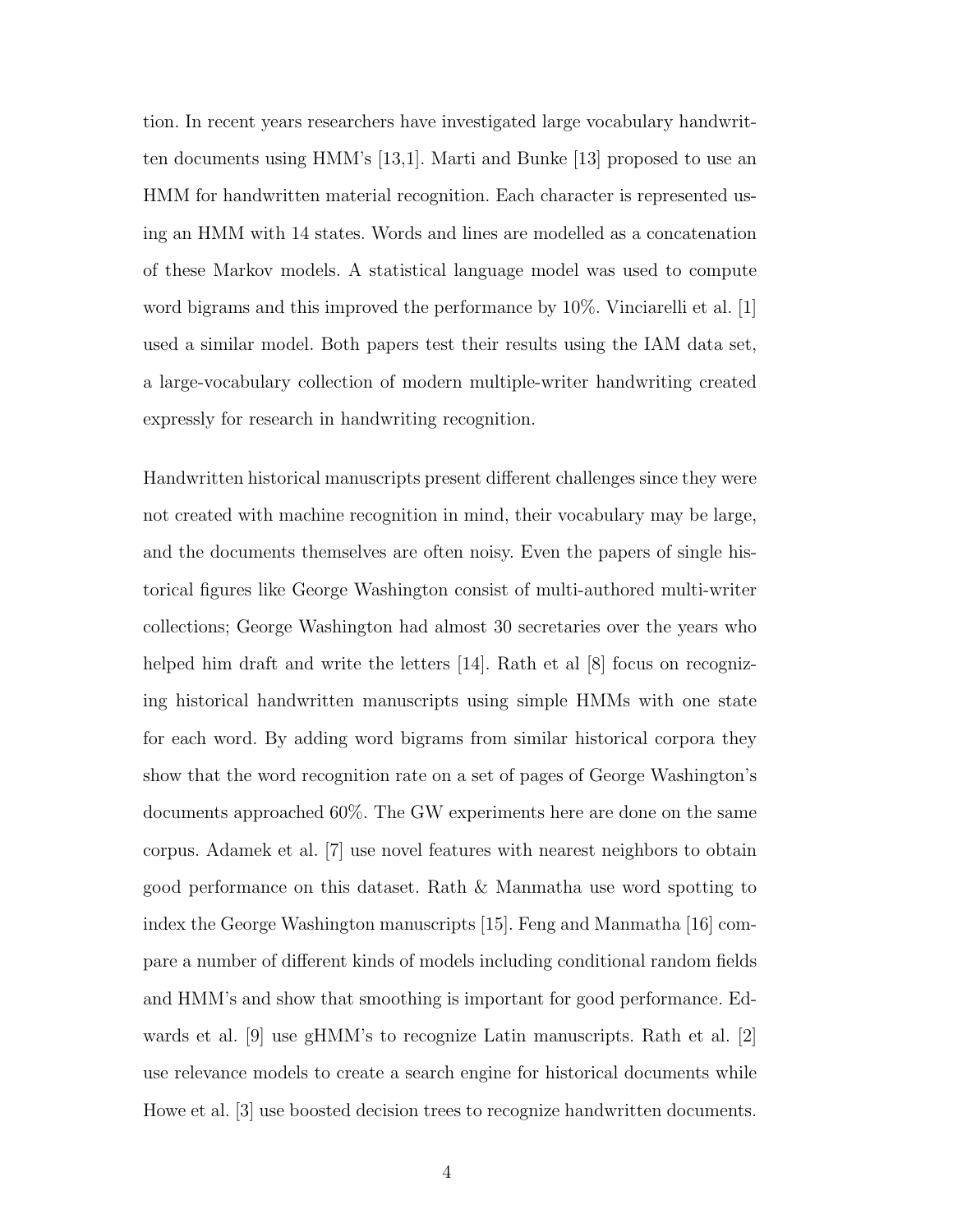tion. In recent years researchers have investigated large vocabulary handwritten documents using HMM's [13,1]. Marti and Bunke [13] proposed to use an HMM for handwritten material recognition. Each character is represented using an HMM with 14 states. Words and lines are modelled as a concatenation of these Markov models. A statistical language model was used to compute word bigrams and this improved the performance by 10%. Vinciarelli et al. [1] used a similar model. Both papers test their results using the IAM data set, a large-vocabulary collection of modern multiple-writer handwriting created expressly for research in handwriting recognition.

Handwritten historical manuscripts present different challenges since they were not created with machine recognition in mind, their vocabulary may be large, and the documents themselves are often noisy. Even the papers of single historical figures like George Washington consist of multi-authored multi-writer collections; George Washington had almost 30 secretaries over the years who helped him draft and write the letters [14]. Rath et al [8] focus on recognizing historical handwritten manuscripts using simple HMMs with one state for each word. By adding word bigrams from similar historical corpora they show that the word recognition rate on a set of pages of George Washington's documents approached 60%. The GW experiments here are done on the same corpus. Adamek et al. [7] use novel features with nearest neighbors to obtain good performance on this dataset. Rath & Manmatha use word spotting to index the George Washington manuscripts [15]. Feng and Manmatha [16] compare a number of different kinds of models including conditional random fields and HMM's and show that smoothing is important for good performance. Edwards et al. [9] use gHMM's to recognize Latin manuscripts. Rath et al. [2] use relevance models to create a search engine for historical documents while Howe et al. [3] use boosted decision trees to recognize handwritten documents.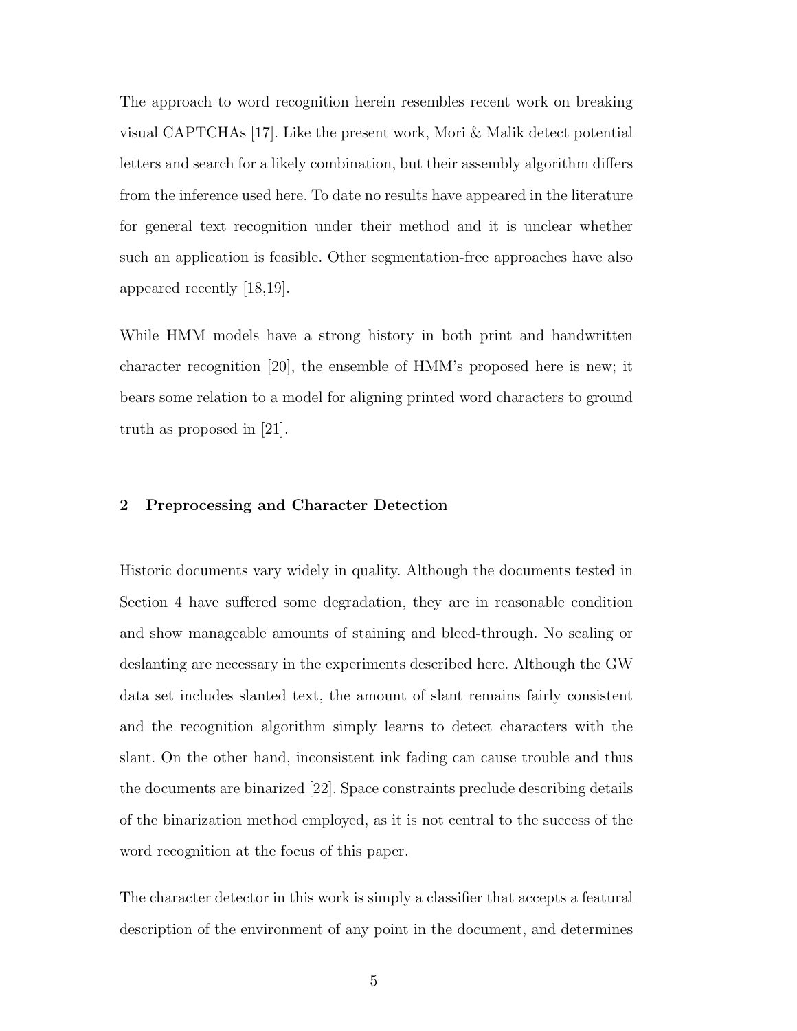The approach to word recognition herein resembles recent work on breaking visual CAPTCHAs [17]. Like the present work, Mori & Malik detect potential letters and search for a likely combination, but their assembly algorithm differs from the inference used here. To date no results have appeared in the literature for general text recognition under their method and it is unclear whether such an application is feasible. Other segmentation-free approaches have also appeared recently [18,19].

While HMM models have a strong history in both print and handwritten character recognition [20], the ensemble of HMM's proposed here is new; it bears some relation to a model for aligning printed word characters to ground truth as proposed in [21].

## 2 Preprocessing and Character Detection

Historic documents vary widely in quality. Although the documents tested in Section 4 have suffered some degradation, they are in reasonable condition and show manageable amounts of staining and bleed-through. No scaling or deslanting are necessary in the experiments described here. Although the GW data set includes slanted text, the amount of slant remains fairly consistent and the recognition algorithm simply learns to detect characters with the slant. On the other hand, inconsistent ink fading can cause trouble and thus the documents are binarized [22]. Space constraints preclude describing details of the binarization method employed, as it is not central to the success of the word recognition at the focus of this paper.

The character detector in this work is simply a classifier that accepts a featural description of the environment of any point in the document, and determines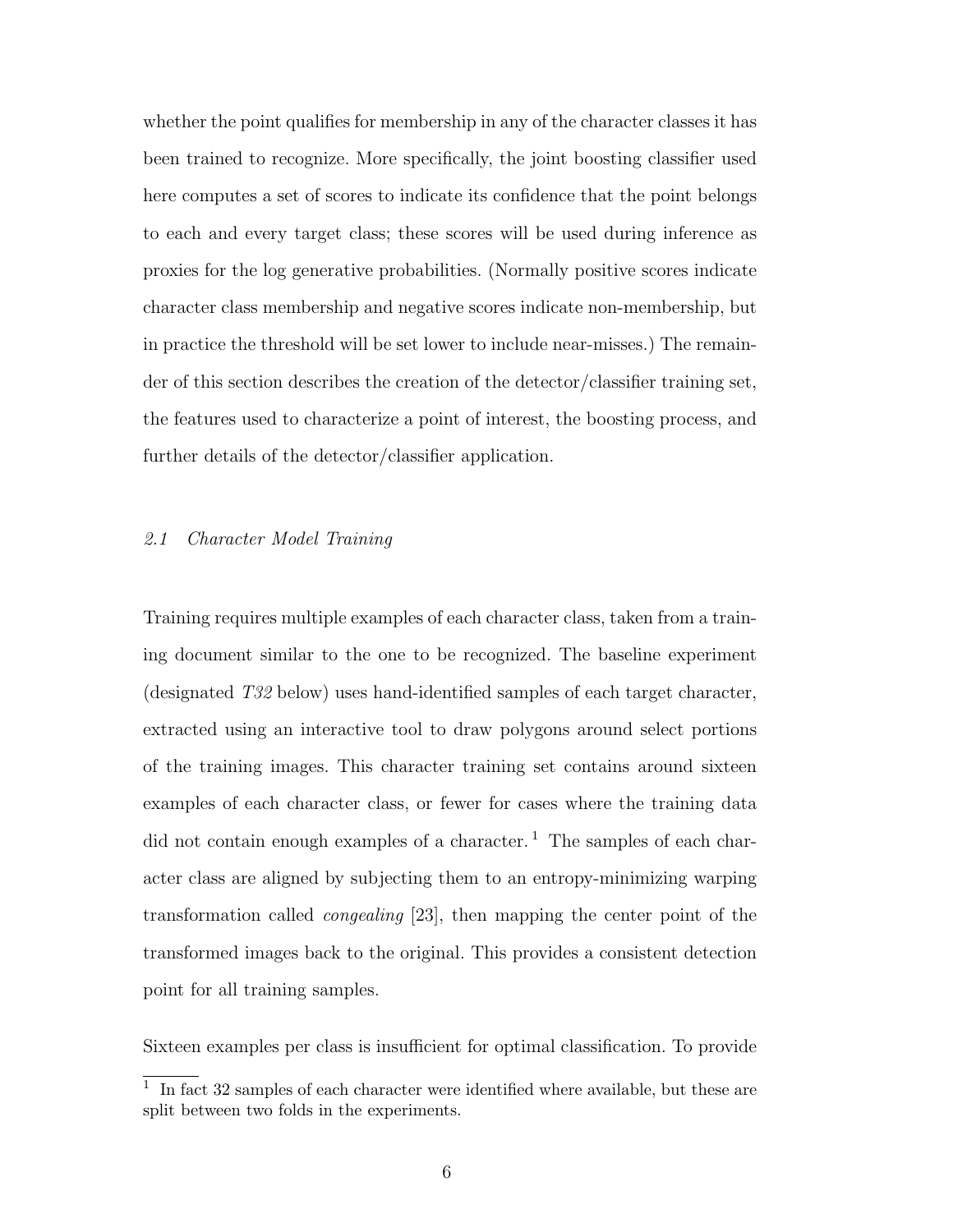whether the point qualifies for membership in any of the character classes it has been trained to recognize. More specifically, the joint boosting classifier used here computes a set of scores to indicate its confidence that the point belongs to each and every target class; these scores will be used during inference as proxies for the log generative probabilities. (Normally positive scores indicate character class membership and negative scores indicate non-membership, but in practice the threshold will be set lower to include near-misses.) The remainder of this section describes the creation of the detector/classifier training set, the features used to characterize a point of interest, the boosting process, and further details of the detector/classifier application.

### *2.1 Character Model Training*

Training requires multiple examples of each character class, taken from a training document similar to the one to be recognized. The baseline experiment (designated *T32* below) uses hand-identified samples of each target character, extracted using an interactive tool to draw polygons around select portions of the training images. This character training set contains around sixteen examples of each character class, or fewer for cases where the training data did not contain enough examples of a character. [1] The samples of each character class are aligned by subjecting them to an entropy-minimizing warping transformation called *congealing* [23], then mapping the center point of the transformed images back to the original. This provides a consistent detection point for all training samples.

Sixteen examples per class is insufficient for optimal classification. To provide

[1] In fact 32 samples of each character were identified where available, but these are split between two folds in the experiments.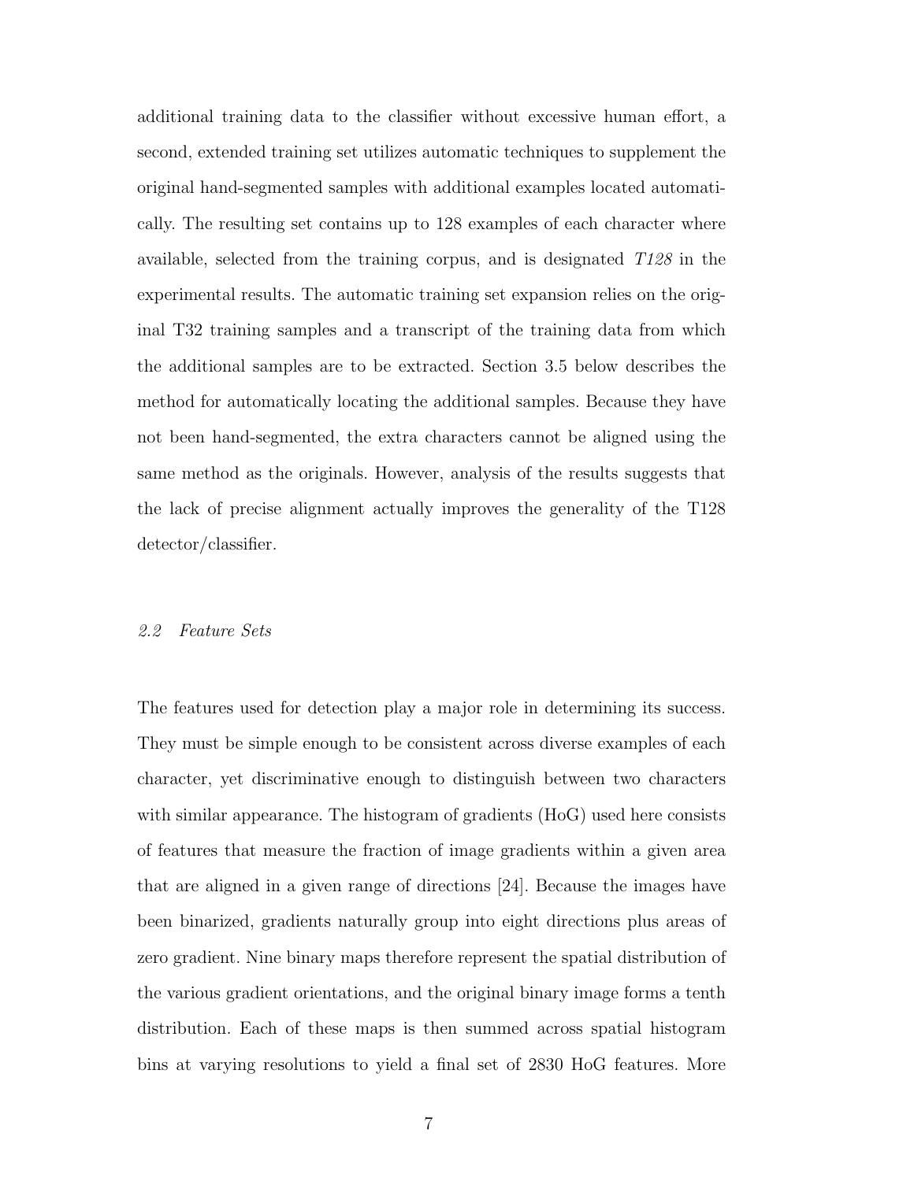additional training data to the classifier without excessive human effort, a second, extended training set utilizes automatic techniques to supplement the original hand-segmented samples with additional examples located automatically. The resulting set contains up to 128 examples of each character where available, selected from the training corpus, and is designated *T128* in the experimental results. The automatic training set expansion relies on the original T32 training samples and a transcript of the training data from which the additional samples are to be extracted. Section 3.5 below describes the method for automatically locating the additional samples. Because they have not been hand-segmented, the extra characters cannot be aligned using the same method as the originals. However, analysis of the results suggests that the lack of precise alignment actually improves the generality of the T128 detector/classifier.

### *2.2 Feature Sets*

The features used for detection play a major role in determining its success. They must be simple enough to be consistent across diverse examples of each character, yet discriminative enough to distinguish between two characters with similar appearance. The histogram of gradients (HoG) used here consists of features that measure the fraction of image gradients within a given area that are aligned in a given range of directions [24]. Because the images have been binarized, gradients naturally group into eight directions plus areas of zero gradient. Nine binary maps therefore represent the spatial distribution of the various gradient orientations, and the original binary image forms a tenth distribution. Each of these maps is then summed across spatial histogram bins at varying resolutions to yield a final set of 2830 HoG features. More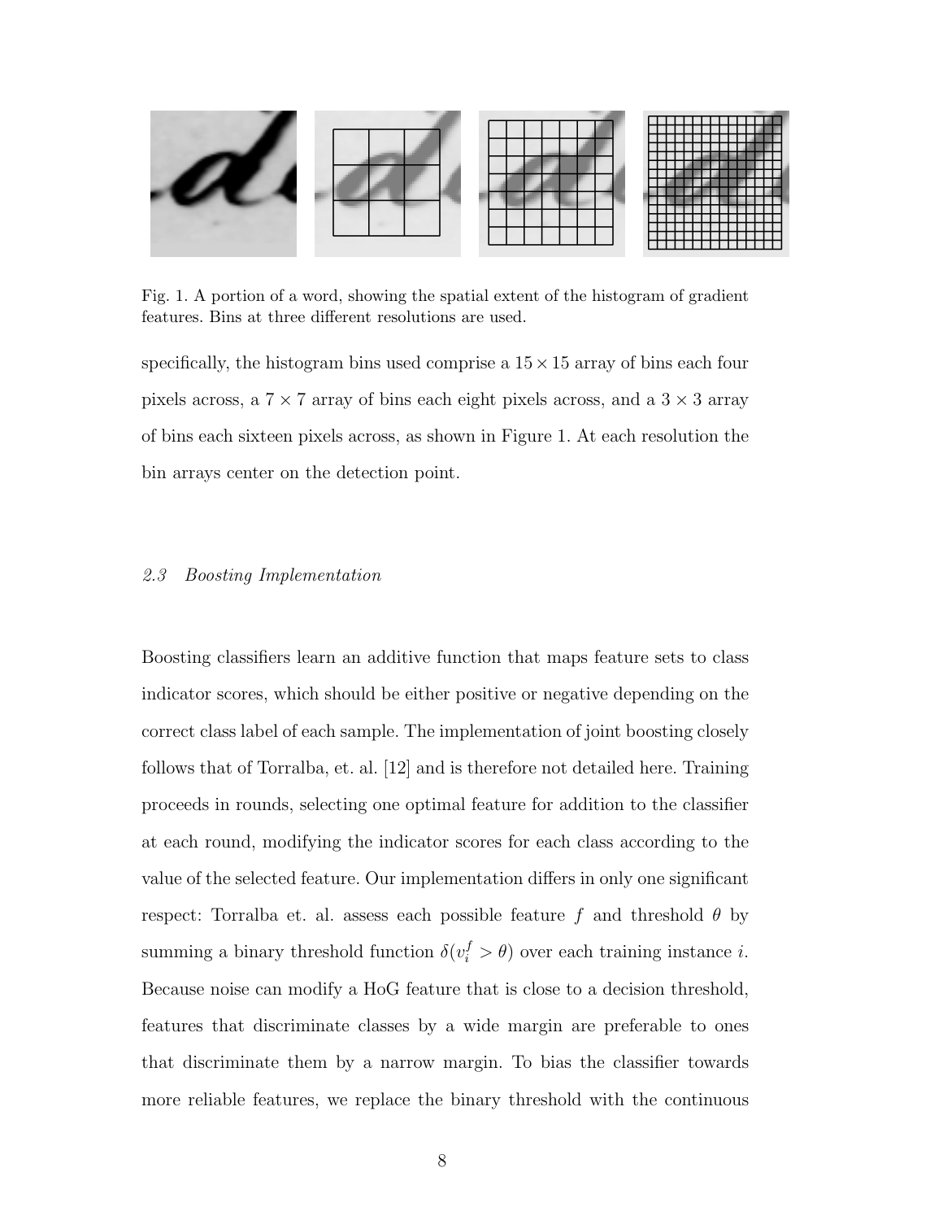Fig. 1. A portion of a word, showing the spatial extent of the histogram of gradient features. Bins at three different resolutions are used.

specifically, the histogram bins used comprise a $15 \times 15$ array of bins each four pixels across, a $7 \times 7$ array of bins each eight pixels across, and a $3 \times 3$ array of bins each sixteen pixels across, as shown in Figure 1. At each resolution the bin arrays center on the detection point.

### *2.3 Boosting Implementation*

Boosting classifiers learn an additive function that maps feature sets to class indicator scores, which should be either positive or negative depending on the correct class label of each sample. The implementation of joint boosting closely follows that of Torralba, et. al. [12] and is therefore not detailed here. Training proceeds in rounds, selecting one optimal feature for addition to the classifier at each round, modifying the indicator scores for each class according to the value of the selected feature. Our implementation differs in only one significant respect: Torralba et. al. assess each possible feature $f$ and threshold $\theta$ by summing a binary threshold function $\delta(v_i^f > \theta)$ over each training instance $i$. Because noise can modify a HoG feature that is close to a decision threshold, features that discriminate classes by a wide margin are preferable to ones that discriminate them by a narrow margin. To bias the classifier towards more reliable features, we replace the binary threshold with the continuous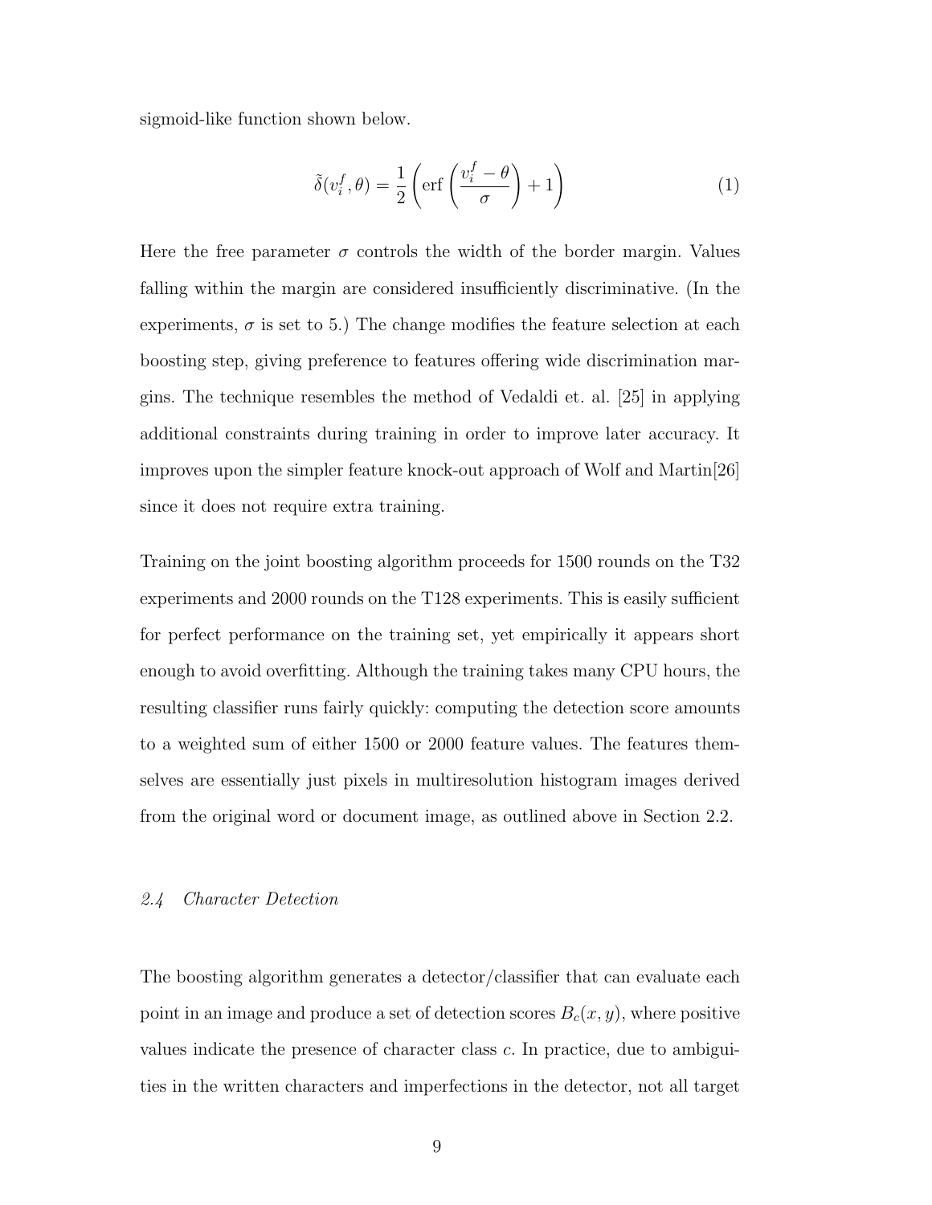sigmoid-like function shown below.

$$\tilde{\delta}(v_i^f, \theta) = \frac{1}{2}\left(\text{erf}\left(\frac{v_i^f - \theta}{\sigma}\right) + 1\right) \tag{1}$$

Here the free parameter $\sigma$ controls the width of the border margin. Values falling within the margin are considered insufficiently discriminative. (In the experiments, $\sigma$ is set to 5.) The change modifies the feature selection at each boosting step, giving preference to features offering wide discrimination margins. The technique resembles the method of Vedaldi et. al. [25] in applying additional constraints during training in order to improve later accuracy. It improves upon the simpler feature knock-out approach of Wolf and Martin[26] since it does not require extra training.

Training on the joint boosting algorithm proceeds for 1500 rounds on the T32 experiments and 2000 rounds on the T128 experiments. This is easily sufficient for perfect performance on the training set, yet empirically it appears short enough to avoid overfitting. Although the training takes many CPU hours, the resulting classifier runs fairly quickly: computing the detection score amounts to a weighted sum of either 1500 or 2000 feature values. The features themselves are essentially just pixels in multiresolution histogram images derived from the original word or document image, as outlined above in Section 2.2.

### *2.4 Character Detection*

The boosting algorithm generates a detector/classifier that can evaluate each point in an image and produce a set of detection scores $B_c(x, y)$, where positive values indicate the presence of character class $c$. In practice, due to ambiguities in the written characters and imperfections in the detector, not all target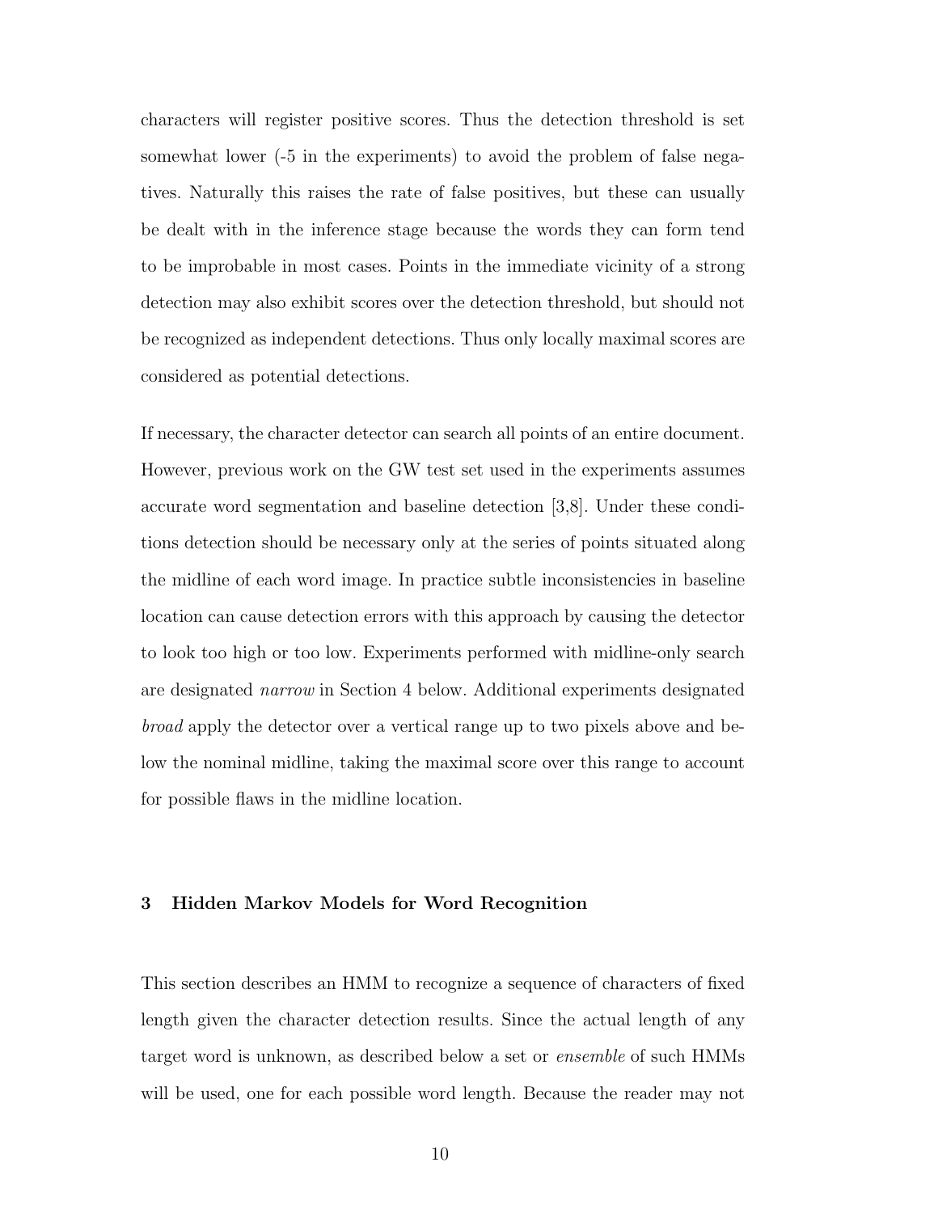characters will register positive scores. Thus the detection threshold is set somewhat lower (-5 in the experiments) to avoid the problem of false negatives. Naturally this raises the rate of false positives, but these can usually be dealt with in the inference stage because the words they can form tend to be improbable in most cases. Points in the immediate vicinity of a strong detection may also exhibit scores over the detection threshold, but should not be recognized as independent detections. Thus only locally maximal scores are considered as potential detections.

If necessary, the character detector can search all points of an entire document. However, previous work on the GW test set used in the experiments assumes accurate word segmentation and baseline detection [3,8]. Under these conditions detection should be necessary only at the series of points situated along the midline of each word image. In practice subtle inconsistencies in baseline location can cause detection errors with this approach by causing the detector to look too high or too low. Experiments performed with midline-only search are designated *narrow* in Section 4 below. Additional experiments designated *broad* apply the detector over a vertical range up to two pixels above and below the nominal midline, taking the maximal score over this range to account for possible flaws in the midline location.

## 3 Hidden Markov Models for Word Recognition

This section describes an HMM to recognize a sequence of characters of fixed length given the character detection results. Since the actual length of any target word is unknown, as described below a set or *ensemble* of such HMMs will be used, one for each possible word length. Because the reader may not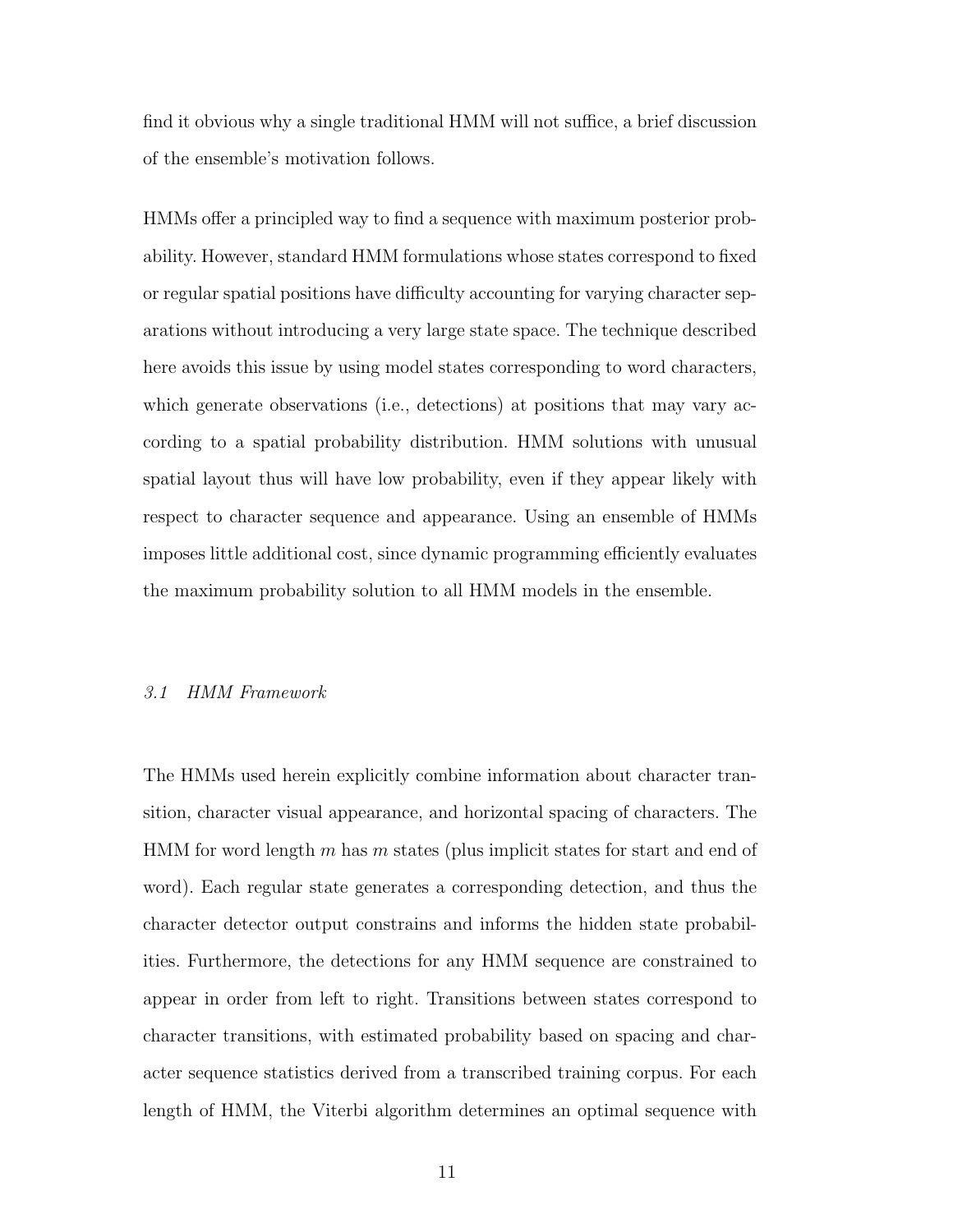find it obvious why a single traditional HMM will not suffice, a brief discussion of the ensemble's motivation follows.

HMMs offer a principled way to find a sequence with maximum posterior probability. However, standard HMM formulations whose states correspond to fixed or regular spatial positions have difficulty accounting for varying character separations without introducing a very large state space. The technique described here avoids this issue by using model states corresponding to word characters, which generate observations (i.e., detections) at positions that may vary according to a spatial probability distribution. HMM solutions with unusual spatial layout thus will have low probability, even if they appear likely with respect to character sequence and appearance. Using an ensemble of HMMs imposes little additional cost, since dynamic programming efficiently evaluates the maximum probability solution to all HMM models in the ensemble.

### *3.1 HMM Framework*

The HMMs used herein explicitly combine information about character transition, character visual appearance, and horizontal spacing of characters. The HMM for word length $m$ has $m$ states (plus implicit states for start and end of word). Each regular state generates a corresponding detection, and thus the character detector output constrains and informs the hidden state probabilities. Furthermore, the detections for any HMM sequence are constrained to appear in order from left to right. Transitions between states correspond to character transitions, with estimated probability based on spacing and character sequence statistics derived from a transcribed training corpus. For each length of HMM, the Viterbi algorithm determines an optimal sequence with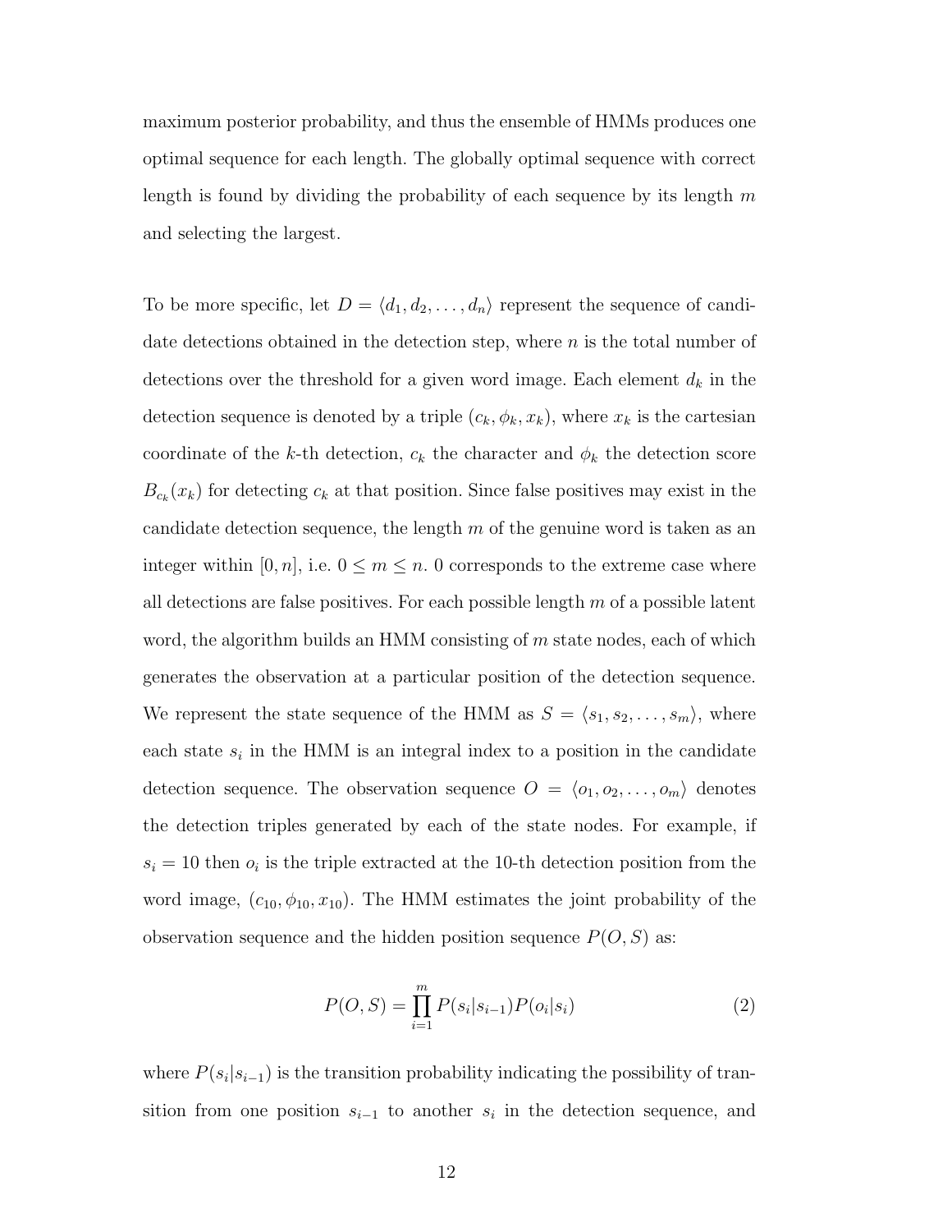maximum posterior probability, and thus the ensemble of HMMs produces one optimal sequence for each length. The globally optimal sequence with correct length is found by dividing the probability of each sequence by its length $m$ and selecting the largest.

To be more specific, let $D = \langle d_1, d_2, \ldots, d_n \rangle$ represent the sequence of candidate detections obtained in the detection step, where $n$ is the total number of detections over the threshold for a given word image. Each element $d_k$ in the detection sequence is denoted by a triple $(c_k, \phi_k, x_k)$, where $x_k$ is the cartesian coordinate of the $k$-th detection, $c_k$ the character and $\phi_k$ the detection score $B_{c_k}(x_k)$ for detecting $c_k$ at that position. Since false positives may exist in the candidate detection sequence, the length $m$ of the genuine word is taken as an integer within $[0, n]$, i.e. $0 \leq m \leq n$. 0 corresponds to the extreme case where all detections are false positives. For each possible length $m$ of a possible latent word, the algorithm builds an HMM consisting of $m$ state nodes, each of which generates the observation at a particular position of the detection sequence. We represent the state sequence of the HMM as $S = \langle s_1, s_2, \ldots, s_m \rangle$, where each state $s_i$ in the HMM is an integral index to a position in the candidate detection sequence. The observation sequence $O = \langle o_1, o_2, \ldots, o_m \rangle$ denotes the detection triples generated by each of the state nodes. For example, if $s_i = 10$ then $o_i$ is the triple extracted at the 10-th detection position from the word image, $(c_{10}, \phi_{10}, x_{10})$. The HMM estimates the joint probability of the observation sequence and the hidden position sequence $P(O, S)$ as:

$$P(O, S) = \prod_{i=1}^{m} P(s_i | s_{i-1}) P(o_i | s_i) \tag{2}$$

where $P(s_i | s_{i-1})$ is the transition probability indicating the possibility of transition from one position $s_{i-1}$ to another $s_i$ in the detection sequence, and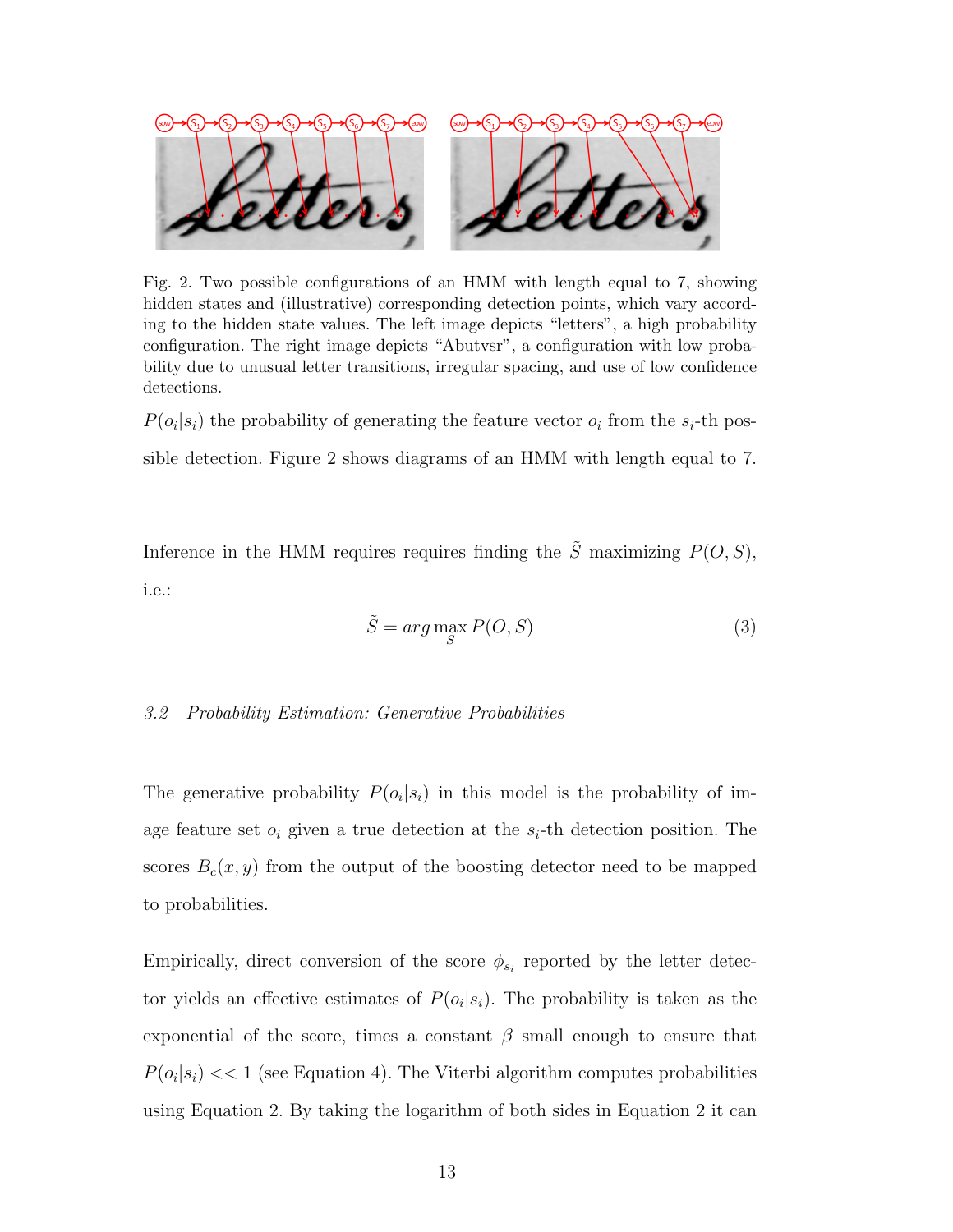Fig. 2. Two possible configurations of an HMM with length equal to 7, showing hidden states and (illustrative) corresponding detection points, which vary according to the hidden state values. The left image depicts "letters", a high probability configuration. The right image depicts "Abutvsr", a configuration with low probability due to unusual letter transitions, irregular spacing, and use of low confidence detections.

$P(o_i|s_i)$ the probability of generating the feature vector $o_i$ from the $s_i$-th possible detection. Figure 2 shows diagrams of an HMM with length equal to 7.

Inference in the HMM requires requires finding the $\tilde{S}$ maximizing $P(O, S)$, i.e.:

$$\tilde{S} = arg \max_{S} P(O, S) \tag{3}$$

### 3.2 Probability Estimation: Generative Probabilities

The generative probability $P(o_i|s_i)$ in this model is the probability of image feature set $o_i$ given a true detection at the $s_i$-th detection position. The scores $B_c(x, y)$ from the output of the boosting detector need to be mapped to probabilities.

Empirically, direct conversion of the score $\phi_{s_i}$ reported by the letter detector yields an effective estimates of $P(o_i|s_i)$. The probability is taken as the exponential of the score, times a constant $\beta$ small enough to ensure that $P(o_i|s_i) << 1$ (see Equation 4). The Viterbi algorithm computes probabilities using Equation 2. By taking the logarithm of both sides in Equation 2 it can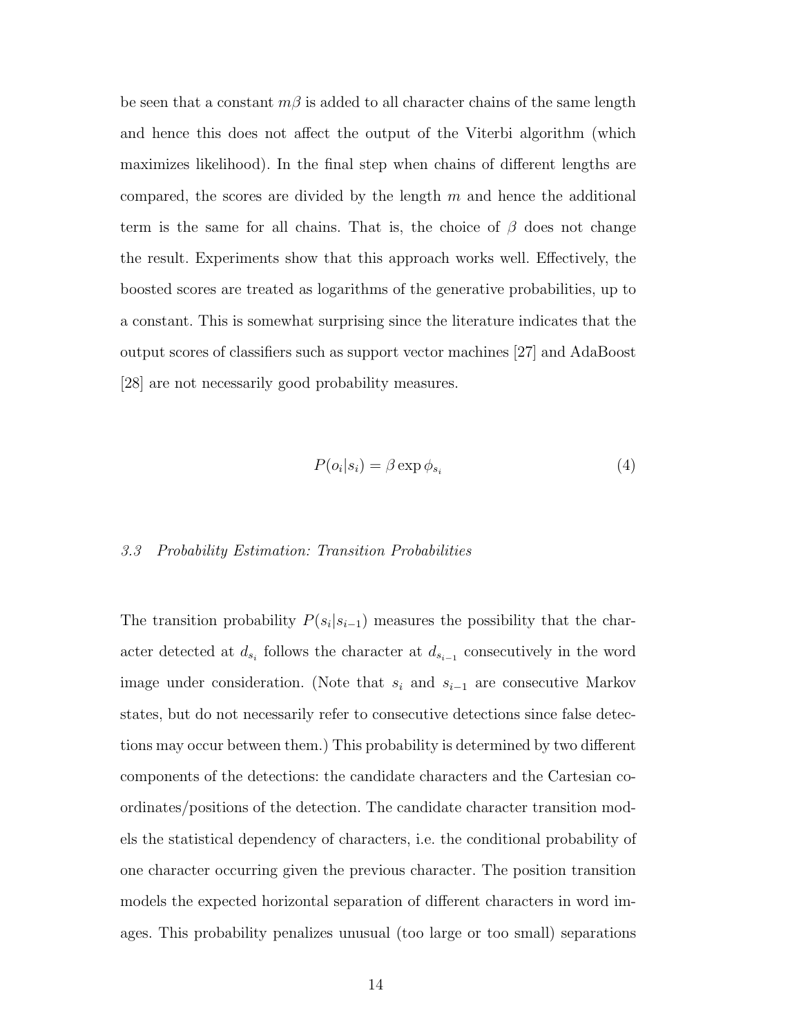be seen that a constant $m\beta$ is added to all character chains of the same length and hence this does not affect the output of the Viterbi algorithm (which maximizes likelihood). In the final step when chains of different lengths are compared, the scores are divided by the length $m$ and hence the additional term is the same for all chains. That is, the choice of $\beta$ does not change the result. Experiments show that this approach works well. Effectively, the boosted scores are treated as logarithms of the generative probabilities, up to a constant. This is somewhat surprising since the literature indicates that the output scores of classifiers such as support vector machines [27] and AdaBoost [28] are not necessarily good probability measures.

$$P(o_i|s_i) = \beta \exp \phi_{s_i} \tag{4}$$

### *3.3 Probability Estimation: Transition Probabilities*

The transition probability $P(s_i|s_{i-1})$ measures the possibility that the character detected at $d_{s_i}$ follows the character at $d_{s_{i-1}}$ consecutively in the word image under consideration. (Note that $s_i$ and $s_{i-1}$ are consecutive Markov states, but do not necessarily refer to consecutive detections since false detections may occur between them.) This probability is determined by two different components of the detections: the candidate characters and the Cartesian coordinates/positions of the detection. The candidate character transition models the statistical dependency of characters, i.e. the conditional probability of one character occurring given the previous character. The position transition models the expected horizontal separation of different characters in word images. This probability penalizes unusual (too large or too small) separations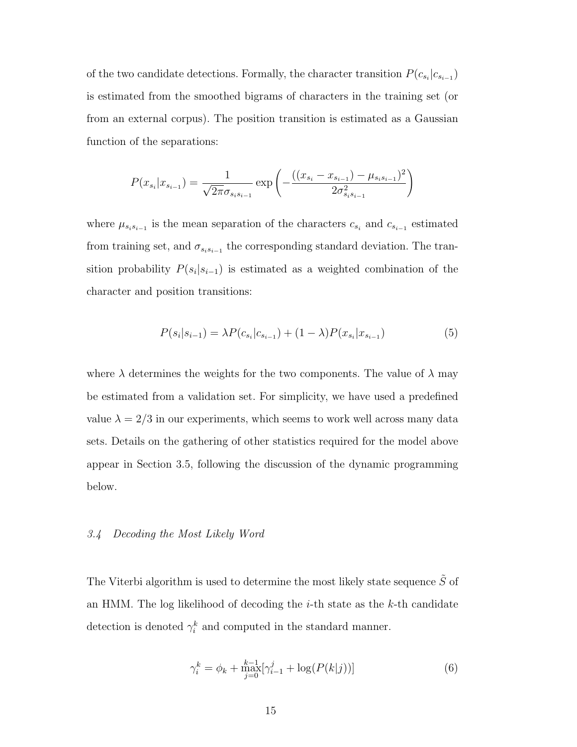of the two candidate detections. Formally, the character transition $P(c_{s_i}|c_{s_{i-1}})$ is estimated from the smoothed bigrams of characters in the training set (or from an external corpus). The position transition is estimated as a Gaussian function of the separations:

$$P(x_{s_i}|x_{s_{i-1}}) = \frac{1}{\sqrt{2\pi}\sigma_{s_i s_{i-1}}} \exp\left(-\frac{((x_{s_i} - x_{s_{i-1}}) - \mu_{s_i s_{i-1}})^2}{2\sigma^2_{s_i s_{i-1}}}\right)$$

where $\mu_{s_i s_{i-1}}$ is the mean separation of the characters $c_{s_i}$ and $c_{s_{i-1}}$ estimated from training set, and $\sigma_{s_i s_{i-1}}$ the corresponding standard deviation. The transition probability $P(s_i|s_{i-1})$ is estimated as a weighted combination of the character and position transitions:

$$P(s_i|s_{i-1}) = \lambda P(c_{s_i}|c_{s_{i-1}}) + (1 - \lambda) P(x_{s_i}|x_{s_{i-1}}) \tag{5}$$

where $\lambda$ determines the weights for the two components. The value of $\lambda$ may be estimated from a validation set. For simplicity, we have used a predefined value $\lambda = 2/3$ in our experiments, which seems to work well across many data sets. Details on the gathering of other statistics required for the model above appear in Section 3.5, following the discussion of the dynamic programming below.

### *3.4 Decoding the Most Likely Word*

The Viterbi algorithm is used to determine the most likely state sequence $\tilde{S}$ of an HMM. The log likelihood of decoding the $i$-th state as the $k$-th candidate detection is denoted $\gamma_i^k$ and computed in the standard manner.

$$\gamma_i^k = \phi_k + \max_{j=0}^{k-1}[\gamma_{i-1}^j + \log(P(k|j))] \tag{6}$$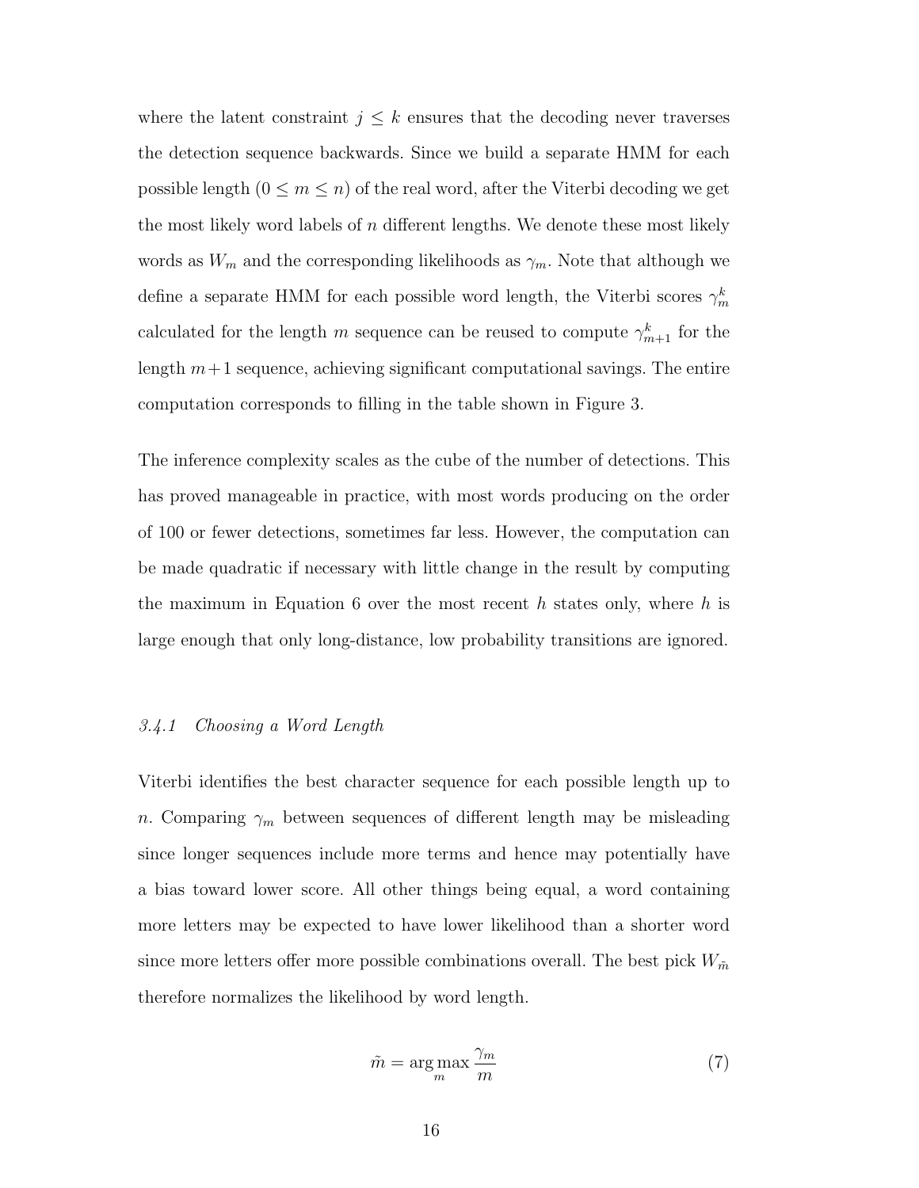where the latent constraint $j \leq k$ ensures that the decoding never traverses the detection sequence backwards. Since we build a separate HMM for each possible length ($0 \leq m \leq n$) of the real word, after the Viterbi decoding we get the most likely word labels of $n$ different lengths. We denote these most likely words as $W_m$ and the corresponding likelihoods as $\gamma_m$. Note that although we define a separate HMM for each possible word length, the Viterbi scores $\gamma_m^k$ calculated for the length $m$ sequence can be reused to compute $\gamma_{m+1}^k$ for the length $m+1$ sequence, achieving significant computational savings. The entire computation corresponds to filling in the table shown in Figure 3.

The inference complexity scales as the cube of the number of detections. This has proved manageable in practice, with most words producing on the order of 100 or fewer detections, sometimes far less. However, the computation can be made quadratic if necessary with little change in the result by computing the maximum in Equation 6 over the most recent $h$ states only, where $h$ is large enough that only long-distance, low probability transitions are ignored.

#### *3.4.1 Choosing a Word Length*

Viterbi identifies the best character sequence for each possible length up to $n$. Comparing $\gamma_m$ between sequences of different length may be misleading since longer sequences include more terms and hence may potentially have a bias toward lower score. All other things being equal, a word containing more letters may be expected to have lower likelihood than a shorter word since more letters offer more possible combinations overall. The best pick $W_{\tilde{m}}$ therefore normalizes the likelihood by word length.

$$\tilde{m} = \arg\max_{m} \frac{\gamma_m}{m} \tag{7}$$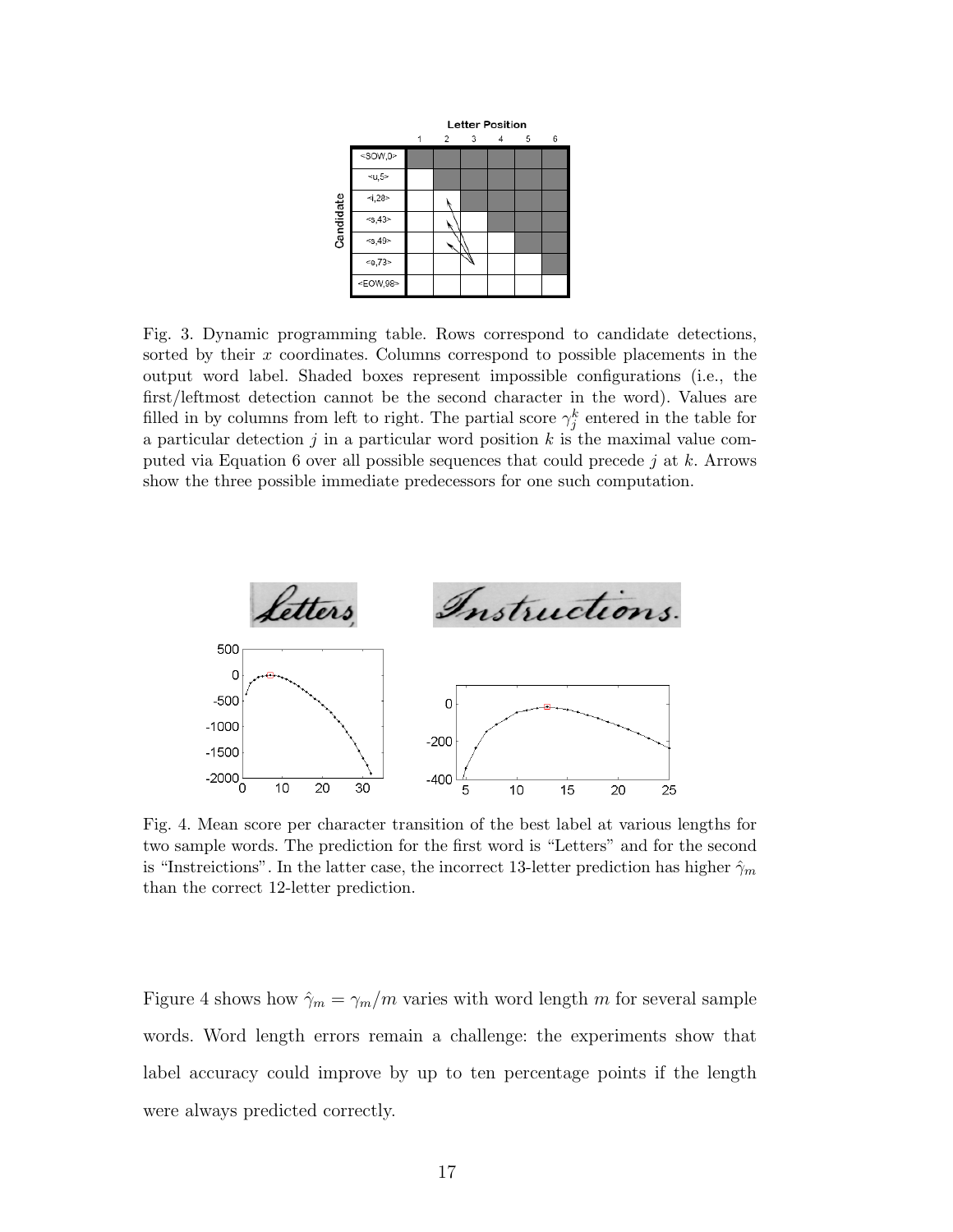Letter Position

1 2 3 4 5 6

Candidate

<SOW,0>

<u,5>

<i,28>

<s,43>

<s,49>

<e,73>

<EOW,98>

Fig. 3. Dynamic programming table. Rows correspond to candidate detections, sorted by their $x$ coordinates. Columns correspond to possible placements in the output word label. Shaded boxes represent impossible configurations (i.e., the first/leftmost detection cannot be the second character in the word). Values are filled in by columns from left to right. The partial score $\gamma_j^k$ entered in the table for a particular detection $j$ in a particular word position $k$ is the maximal value computed via Equation 6 over all possible sequences that could precede $j$ at $k$. Arrows show the three possible immediate predecessors for one such computation.

500

0

-500

-1000

-1500

-2000

0 10 20 30

0

-200

-400

5 10 15 20 25

Fig. 4. Mean score per character transition of the best label at various lengths for two sample words. The prediction for the first word is "Letters" and for the second is "Instreictions". In the latter case, the incorrect 13-letter prediction has higher $\hat{\gamma}_m$ than the correct 12-letter prediction.

Figure 4 shows how $\hat{\gamma}_m = \gamma_m/m$ varies with word length $m$ for several sample words. Word length errors remain a challenge: the experiments show that label accuracy could improve by up to ten percentage points if the length were always predicted correctly.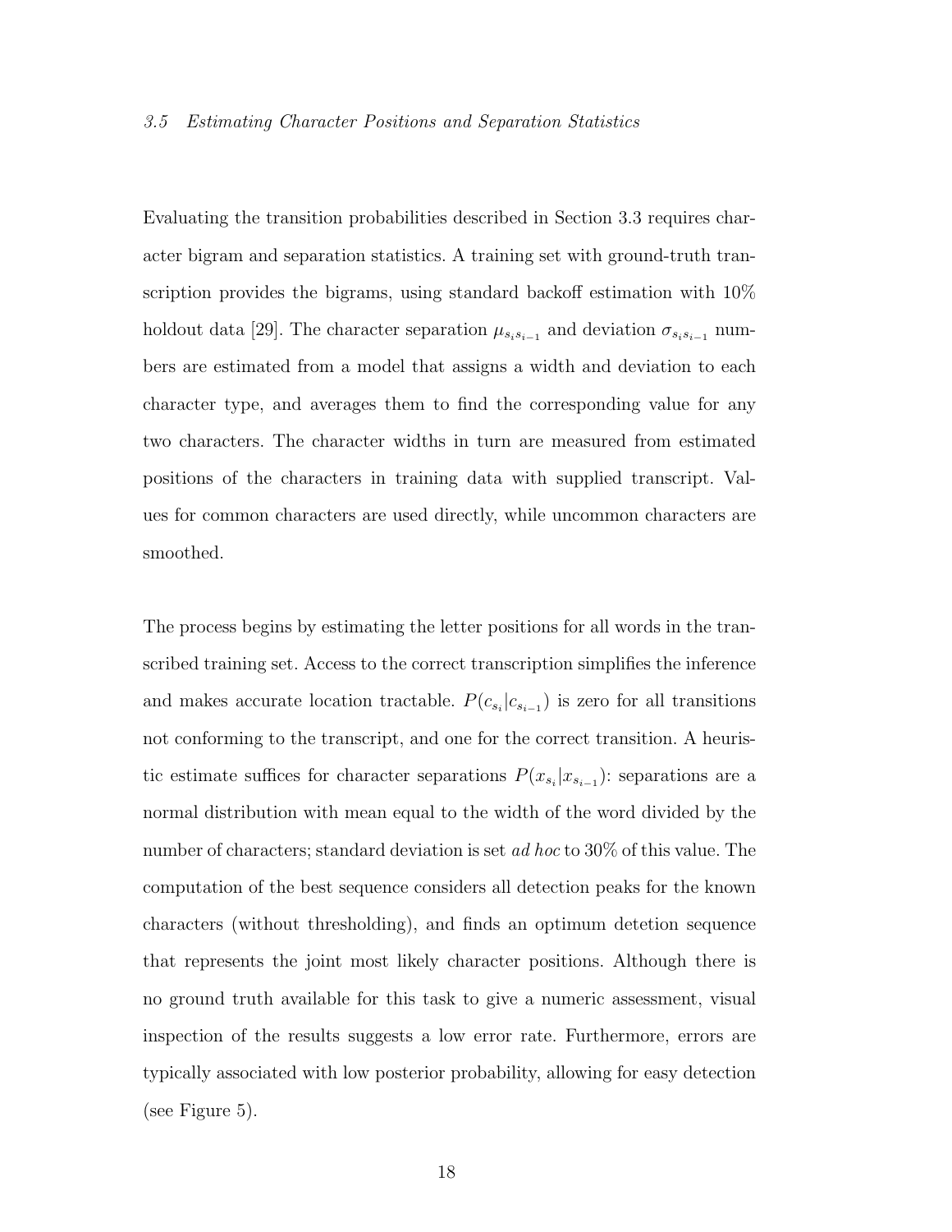### 3.5 *Estimating Character Positions and Separation Statistics*

Evaluating the transition probabilities described in Section 3.3 requires character bigram and separation statistics. A training set with ground-truth transcription provides the bigrams, using standard backoff estimation with 10% holdout data [29]. The character separation $\mu_{s_i s_{i-1}}$ and deviation $\sigma_{s_i s_{i-1}}$ numbers are estimated from a model that assigns a width and deviation to each character type, and averages them to find the corresponding value for any two characters. The character widths in turn are measured from estimated positions of the characters in training data with supplied transcript. Values for common characters are used directly, while uncommon characters are smoothed.

The process begins by estimating the letter positions for all words in the transcribed training set. Access to the correct transcription simplifies the inference and makes accurate location tractable. $P(c_{s_i}|c_{s_{i-1}})$ is zero for all transitions not conforming to the transcript, and one for the correct transition. A heuristic estimate suffices for character separations $P(x_{s_i}|x_{s_{i-1}})$: separations are a normal distribution with mean equal to the width of the word divided by the number of characters; standard deviation is set *ad hoc* to 30% of this value. The computation of the best sequence considers all detection peaks for the known characters (without thresholding), and finds an optimum detetion sequence that represents the joint most likely character positions. Although there is no ground truth available for this task to give a numeric assessment, visual inspection of the results suggests a low error rate. Furthermore, errors are typically associated with low posterior probability, allowing for easy detection (see Figure 5).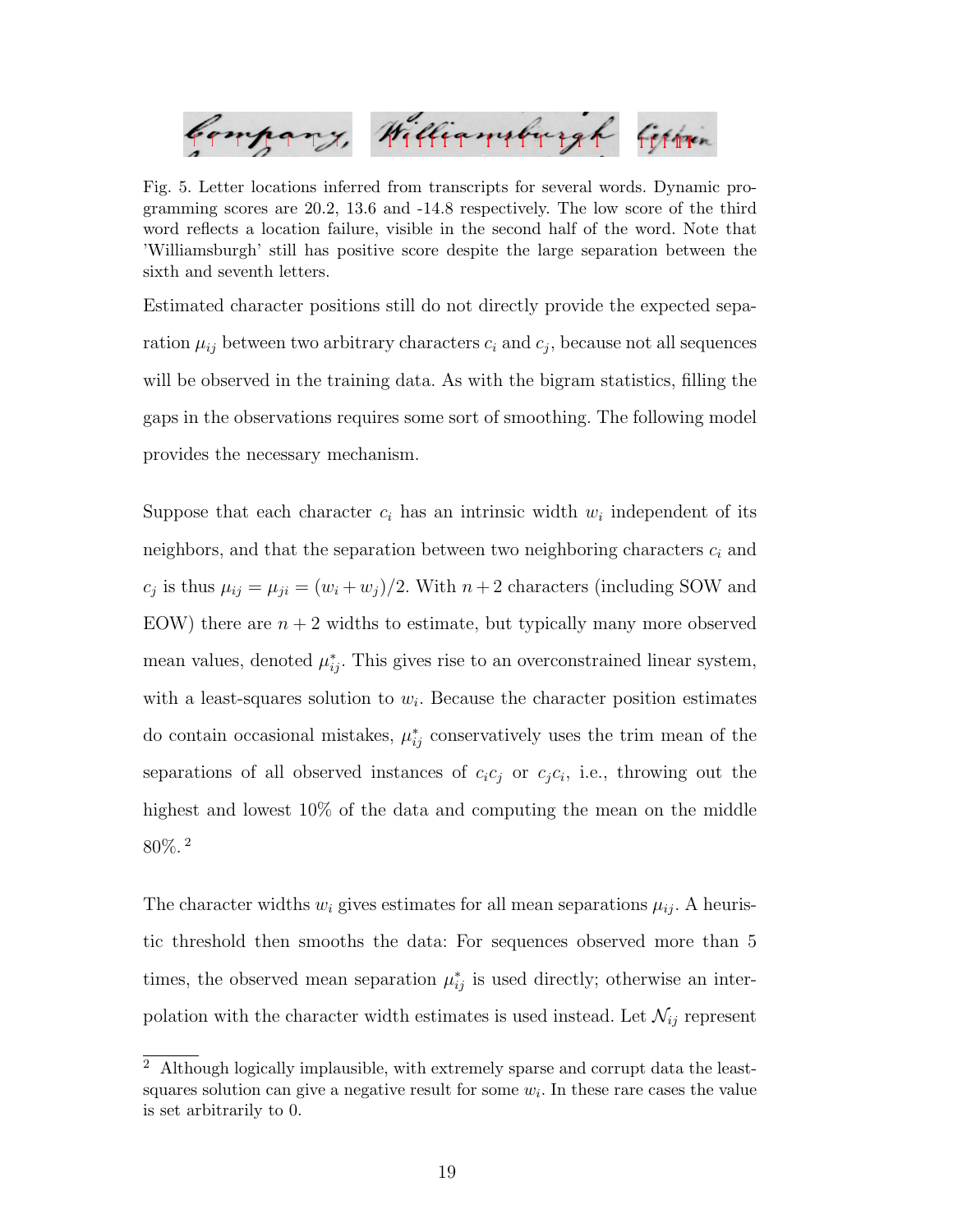Fig. 5. Letter locations inferred from transcripts for several words. Dynamic programming scores are 20.2, 13.6 and -14.8 respectively. The low score of the third word reflects a location failure, visible in the second half of the word. Note that 'Williamsburgh' still has positive score despite the large separation between the sixth and seventh letters.

Estimated character positions still do not directly provide the expected separation $\mu_{ij}$ between two arbitrary characters $c_i$ and $c_j$, because not all sequences will be observed in the training data. As with the bigram statistics, filling the gaps in the observations requires some sort of smoothing. The following model provides the necessary mechanism.

Suppose that each character $c_i$ has an intrinsic width $w_i$ independent of its neighbors, and that the separation between two neighboring characters $c_i$ and $c_j$ is thus $\mu_{ij} = \mu_{ji} = (w_i + w_j)/2$. With $n+2$ characters (including SOW and EOW) there are $n+2$ widths to estimate, but typically many more observed mean values, denoted $\mu^*_{ij}$. This gives rise to an overconstrained linear system, with a least-squares solution to $w_i$. Because the character position estimates do contain occasional mistakes, $\mu^*_{ij}$ conservatively uses the trim mean of the separations of all observed instances of $c_i c_j$ or $c_j c_i$, i.e., throwing out the highest and lowest 10% of the data and computing the mean on the middle 80%. [2]

The character widths $w_i$ gives estimates for all mean separations $\mu_{ij}$. A heuristic threshold then smooths the data: For sequences observed more than 5 times, the observed mean separation $\mu^*_{ij}$ is used directly; otherwise an interpolation with the character width estimates is used instead. Let $\mathcal{N}_{ij}$ represent

[2] Although logically implausible, with extremely sparse and corrupt data the least-squares solution can give a negative result for some $w_i$. In these rare cases the value is set arbitrarily to 0.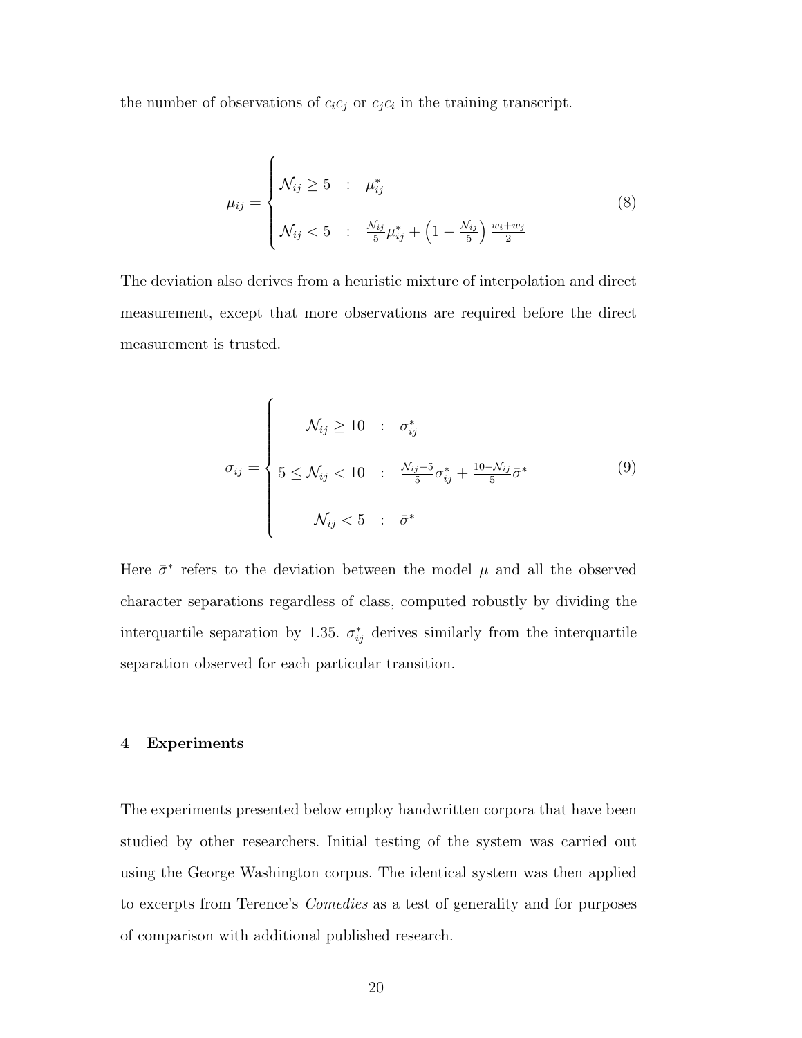the number of observations of $c_i c_j$ or $c_j c_i$ in the training transcript.

$$
\mu_{ij} = \begin{cases} \mathcal{N}_{ij} \geq 5 & : \quad \mu^*_{ij} \\ \mathcal{N}_{ij} < 5 & : \quad \frac{\mathcal{N}_{ij}}{5}\mu^*_{ij} + \left(1 - \frac{\mathcal{N}_{ij}}{5}\right)\frac{w_i + w_j}{2} \end{cases} \tag{8}
$$

The deviation also derives from a heuristic mixture of interpolation and direct measurement, except that more observations are required before the direct measurement is trusted.

$$
\sigma_{ij} = \begin{cases} \mathcal{N}_{ij} \geq 10 & : \quad \sigma^*_{ij} \\ 5 \leq \mathcal{N}_{ij} < 10 & : \quad \frac{\mathcal{N}_{ij} - 5}{5}\sigma^*_{ij} + \frac{10 - \mathcal{N}_{ij}}{5}\bar{\sigma}^* \\ \mathcal{N}_{ij} < 5 & : \quad \bar{\sigma}^* \end{cases} \tag{9}
$$

Here $\bar{\sigma}^*$ refers to the deviation between the model $\mu$ and all the observed character separations regardless of class, computed robustly by dividing the interquartile separation by 1.35. $\sigma^*_{ij}$ derives similarly from the interquartile separation observed for each particular transition.

## 4 Experiments

The experiments presented below employ handwritten corpora that have been studied by other researchers. Initial testing of the system was carried out using the George Washington corpus. The identical system was then applied to excerpts from Terence's *Comedies* as a test of generality and for purposes of comparison with additional published research.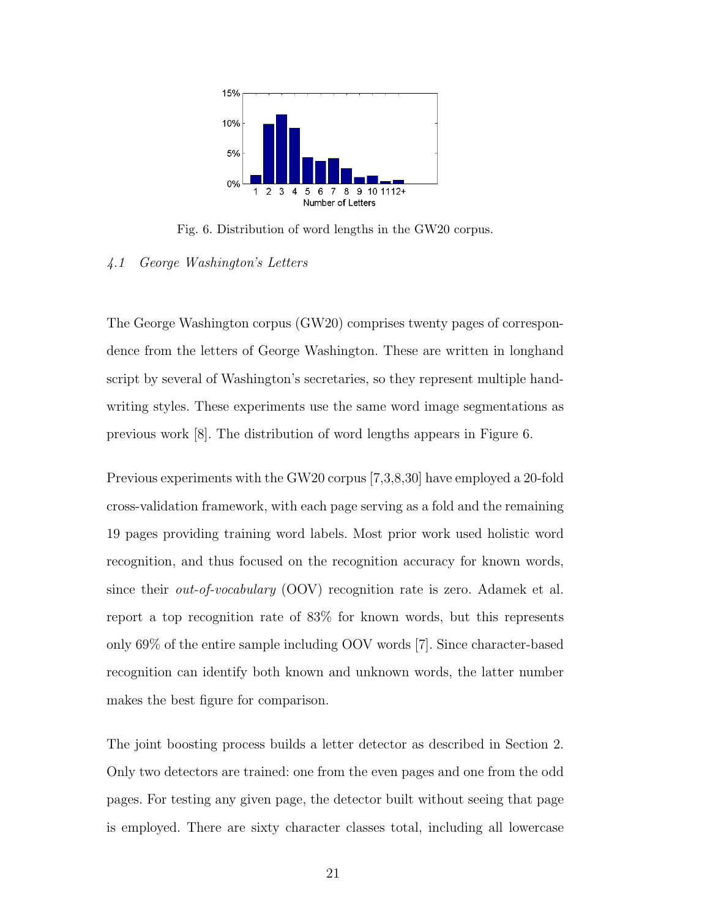15%
10%
5%
0%
1 2 3 4 5 6 7 8 9 10 11 12+
Number of Letters

Fig. 6. Distribution of word lengths in the GW20 corpus.

### *4.1 George Washington's Letters*

The George Washington corpus (GW20) comprises twenty pages of correspondence from the letters of George Washington. These are written in longhand script by several of Washington's secretaries, so they represent multiple handwriting styles. These experiments use the same word image segmentations as previous work [8]. The distribution of word lengths appears in Figure 6.

Previous experiments with the GW20 corpus [7,3,8,30] have employed a 20-fold cross-validation framework, with each page serving as a fold and the remaining 19 pages providing training word labels. Most prior work used holistic word recognition, and thus focused on the recognition accuracy for known words, since their *out-of-vocabulary* (OOV) recognition rate is zero. Adamek et al. report a top recognition rate of 83% for known words, but this represents only 69% of the entire sample including OOV words [7]. Since character-based recognition can identify both known and unknown words, the latter number makes the best figure for comparison.

The joint boosting process builds a letter detector as described in Section 2. Only two detectors are trained: one from the even pages and one from the odd pages. For testing any given page, the detector built without seeing that page is employed. There are sixty character classes total, including all lowercase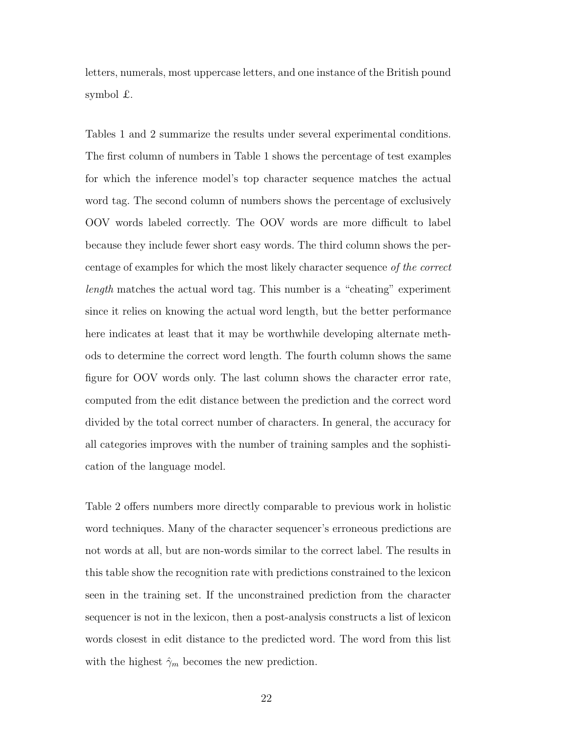letters, numerals, most uppercase letters, and one instance of the British pound symbol £.

Tables 1 and 2 summarize the results under several experimental conditions. The first column of numbers in Table 1 shows the percentage of test examples for which the inference model's top character sequence matches the actual word tag. The second column of numbers shows the percentage of exclusively OOV words labeled correctly. The OOV words are more difficult to label because they include fewer short easy words. The third column shows the percentage of examples for which the most likely character sequence *of the correct length* matches the actual word tag. This number is a "cheating" experiment since it relies on knowing the actual word length, but the better performance here indicates at least that it may be worthwhile developing alternate methods to determine the correct word length. The fourth column shows the same figure for OOV words only. The last column shows the character error rate, computed from the edit distance between the prediction and the correct word divided by the total correct number of characters. In general, the accuracy for all categories improves with the number of training samples and the sophistication of the language model.

Table 2 offers numbers more directly comparable to previous work in holistic word techniques. Many of the character sequencer's erroneous predictions are not words at all, but are non-words similar to the correct label. The results in this table show the recognition rate with predictions constrained to the lexicon seen in the training set. If the unconstrained prediction from the character sequencer is not in the lexicon, then a post-analysis constructs a list of lexicon words closest in edit distance to the predicted word. The word from this list with the highest $\hat{\gamma}_m$ becomes the new prediction.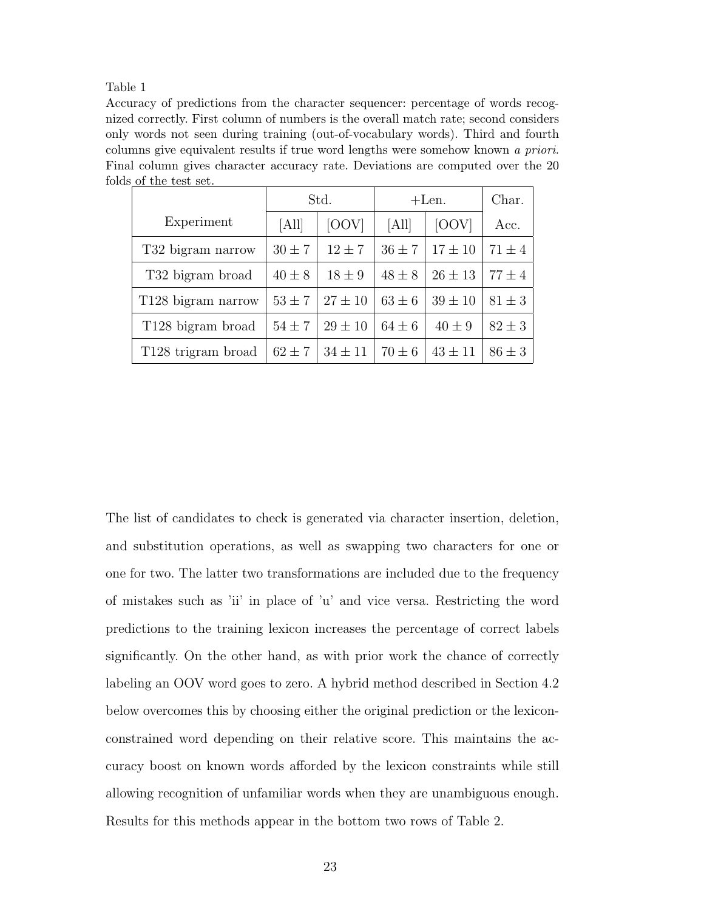Table 1

Accuracy of predictions from the character sequencer: percentage of words recognized correctly. First column of numbers is the overall match rate; second considers only words not seen during training (out-of-vocabulary words). Third and fourth columns give equivalent results if true word lengths were somehow known *a priori*. Final column gives character accuracy rate. Deviations are computed over the 20 folds of the test set.

| | Std. | | +Len. | | Char. |
|---|---|---|---|---|---|
| Experiment | [All] | [OOV] | [All] | [OOV] | Acc. |
| T32 bigram narrow | $30 \pm 7$ | $12 \pm 7$ | $36 \pm 7$ | $17 \pm 10$ | $71 \pm 4$ |
| T32 bigram broad | $40 \pm 8$ | $18 \pm 9$ | $48 \pm 8$ | $26 \pm 13$ | $77 \pm 4$ |
| T128 bigram narrow | $53 \pm 7$ | $27 \pm 10$ | $63 \pm 6$ | $39 \pm 10$ | $81 \pm 3$ |
| T128 bigram broad | $54 \pm 7$ | $29 \pm 10$ | $64 \pm 6$ | $40 \pm 9$ | $82 \pm 3$ |
| T128 trigram broad | $62 \pm 7$ | $34 \pm 11$ | $70 \pm 6$ | $43 \pm 11$ | $86 \pm 3$ |

The list of candidates to check is generated via character insertion, deletion, and substitution operations, as well as swapping two characters for one or one for two. The latter two transformations are included due to the frequency of mistakes such as 'ii' in place of 'u' and vice versa. Restricting the word predictions to the training lexicon increases the percentage of correct labels significantly. On the other hand, as with prior work the chance of correctly labeling an OOV word goes to zero. A hybrid method described in Section 4.2 below overcomes this by choosing either the original prediction or the lexicon-constrained word depending on their relative score. This maintains the accuracy boost on known words afforded by the lexicon constraints while still allowing recognition of unfamiliar words when they are unambiguous enough. Results for this methods appear in the bottom two rows of Table 2.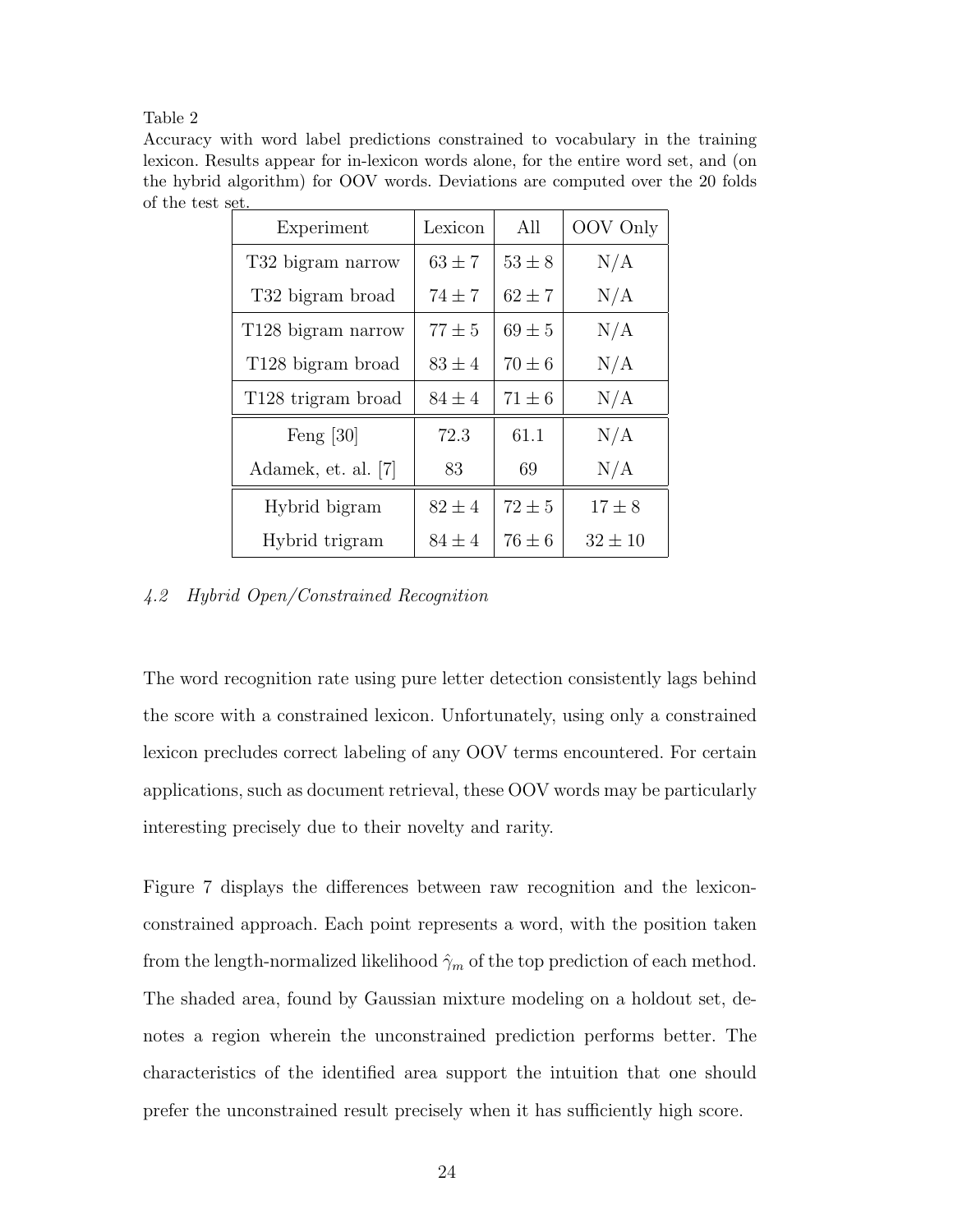Table 2
Accuracy with word label predictions constrained to vocabulary in the training lexicon. Results appear for in-lexicon words alone, for the entire word set, and (on the hybrid algorithm) for OOV words. Deviations are computed over the 20 folds of the test set.

| Experiment | Lexicon | All | OOV Only |
|---|---|---|---|
| T32 bigram narrow | $63 \pm 7$ | $53 \pm 8$ | N/A |
| T32 bigram broad | $74 \pm 7$ | $62 \pm 7$ | N/A |
| T128 bigram narrow | $77 \pm 5$ | $69 \pm 5$ | N/A |
| T128 bigram broad | $83 \pm 4$ | $70 \pm 6$ | N/A |
| T128 trigram broad | $84 \pm 4$ | $71 \pm 6$ | N/A |
| Feng [30] | 72.3 | 61.1 | N/A |
| Adamek, et. al. [7] | 83 | 69 | N/A |
| Hybrid bigram | $82 \pm 4$ | $72 \pm 5$ | $17 \pm 8$ |
| Hybrid trigram | $84 \pm 4$ | $76 \pm 6$ | $32 \pm 10$ |

### *4.2 Hybrid Open/Constrained Recognition*

The word recognition rate using pure letter detection consistently lags behind the score with a constrained lexicon. Unfortunately, using only a constrained lexicon precludes correct labeling of any OOV terms encountered. For certain applications, such as document retrieval, these OOV words may be particularly interesting precisely due to their novelty and rarity.

Figure 7 displays the differences between raw recognition and the lexicon-constrained approach. Each point represents a word, with the position taken from the length-normalized likelihood $\hat{\gamma}_m$ of the top prediction of each method. The shaded area, found by Gaussian mixture modeling on a holdout set, denotes a region wherein the unconstrained prediction performs better. The characteristics of the identified area support the intuition that one should prefer the unconstrained result precisely when it has sufficiently high score.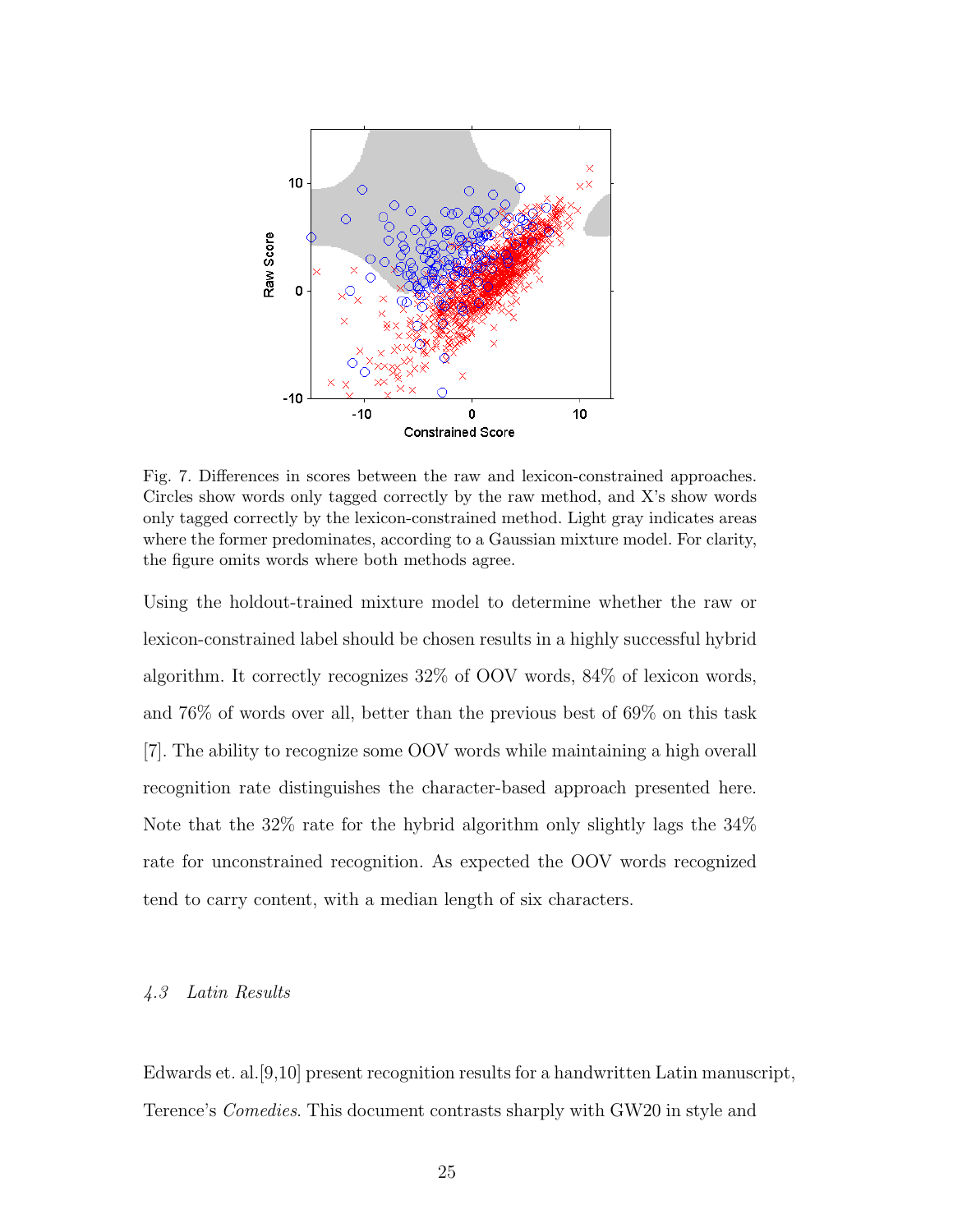Raw Score

Constrained Score

10

0

-10

-10

0

10

Fig. 7. Differences in scores between the raw and lexicon-constrained approaches. Circles show words only tagged correctly by the raw method, and X's show words only tagged correctly by the lexicon-constrained method. Light gray indicates areas where the former predominates, according to a Gaussian mixture model. For clarity, the figure omits words where both methods agree.

Using the holdout-trained mixture model to determine whether the raw or lexicon-constrained label should be chosen results in a highly successful hybrid algorithm. It correctly recognizes 32% of OOV words, 84% of lexicon words, and 76% of words over all, better than the previous best of 69% on this task [7]. The ability to recognize some OOV words while maintaining a high overall recognition rate distinguishes the character-based approach presented here. Note that the 32% rate for the hybrid algorithm only slightly lags the 34% rate for unconstrained recognition. As expected the OOV words recognized tend to carry content, with a median length of six characters.

### *4.3 Latin Results*

Edwards et. al.[9,10] present recognition results for a handwritten Latin manuscript, Terence's *Comedies*. This document contrasts sharply with GW20 in style and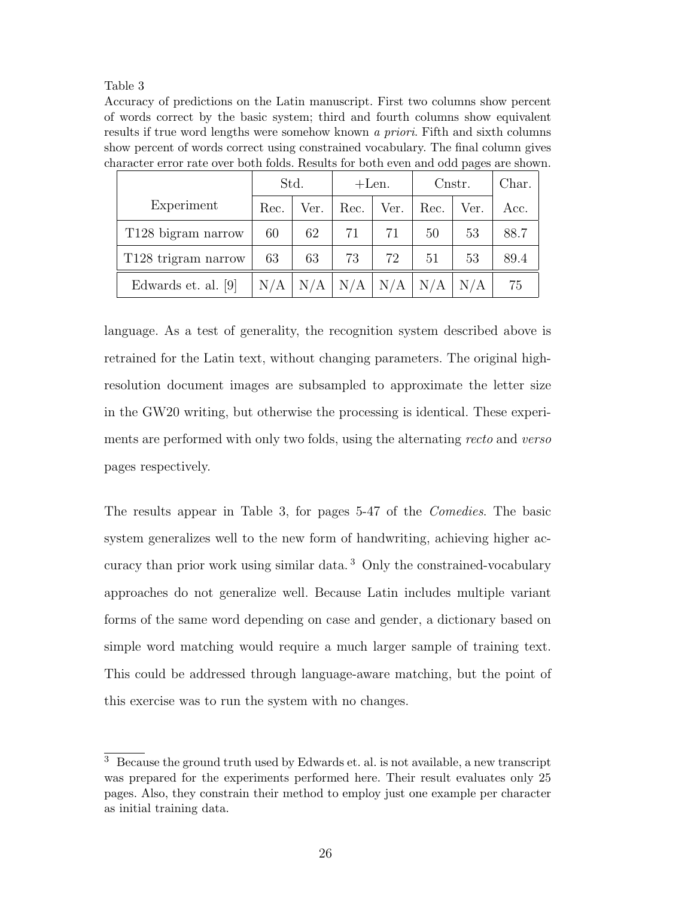Table 3

Accuracy of predictions on the Latin manuscript. First two columns show percent of words correct by the basic system; third and fourth columns show equivalent results if true word lengths were somehow known *a priori*. Fifth and sixth columns show percent of words correct using constrained vocabulary. The final column gives character error rate over both folds. Results for both even and odd pages are shown.

| | Std. | | +Len. | | Cnstr. | | Char. |
|---|---|---|---|---|---|---|---|
| Experiment | Rec. | Ver. | Rec. | Ver. | Rec. | Ver. | Acc. |
| T128 bigram narrow | 60 | 62 | 71 | 71 | 50 | 53 | 88.7 |
| T128 trigram narrow | 63 | 63 | 73 | 72 | 51 | 53 | 89.4 |
| Edwards et. al. [9] | N/A | N/A | N/A | N/A | N/A | N/A | 75 |

language. As a test of generality, the recognition system described above is retrained for the Latin text, without changing parameters. The original high-resolution document images are subsampled to approximate the letter size in the GW20 writing, but otherwise the processing is identical. These experiments are performed with only two folds, using the alternating *recto* and *verso* pages respectively.

The results appear in Table 3, for pages 5-47 of the *Comedies*. The basic system generalizes well to the new form of handwriting, achieving higher accuracy than prior work using similar data. [3] Only the constrained-vocabulary approaches do not generalize well. Because Latin includes multiple variant forms of the same word depending on case and gender, a dictionary based on simple word matching would require a much larger sample of training text. This could be addressed through language-aware matching, but the point of this exercise was to run the system with no changes.

[3] Because the ground truth used by Edwards et. al. is not available, a new transcript was prepared for the experiments performed here. Their result evaluates only 25 pages. Also, they constrain their method to employ just one example per character as initial training data.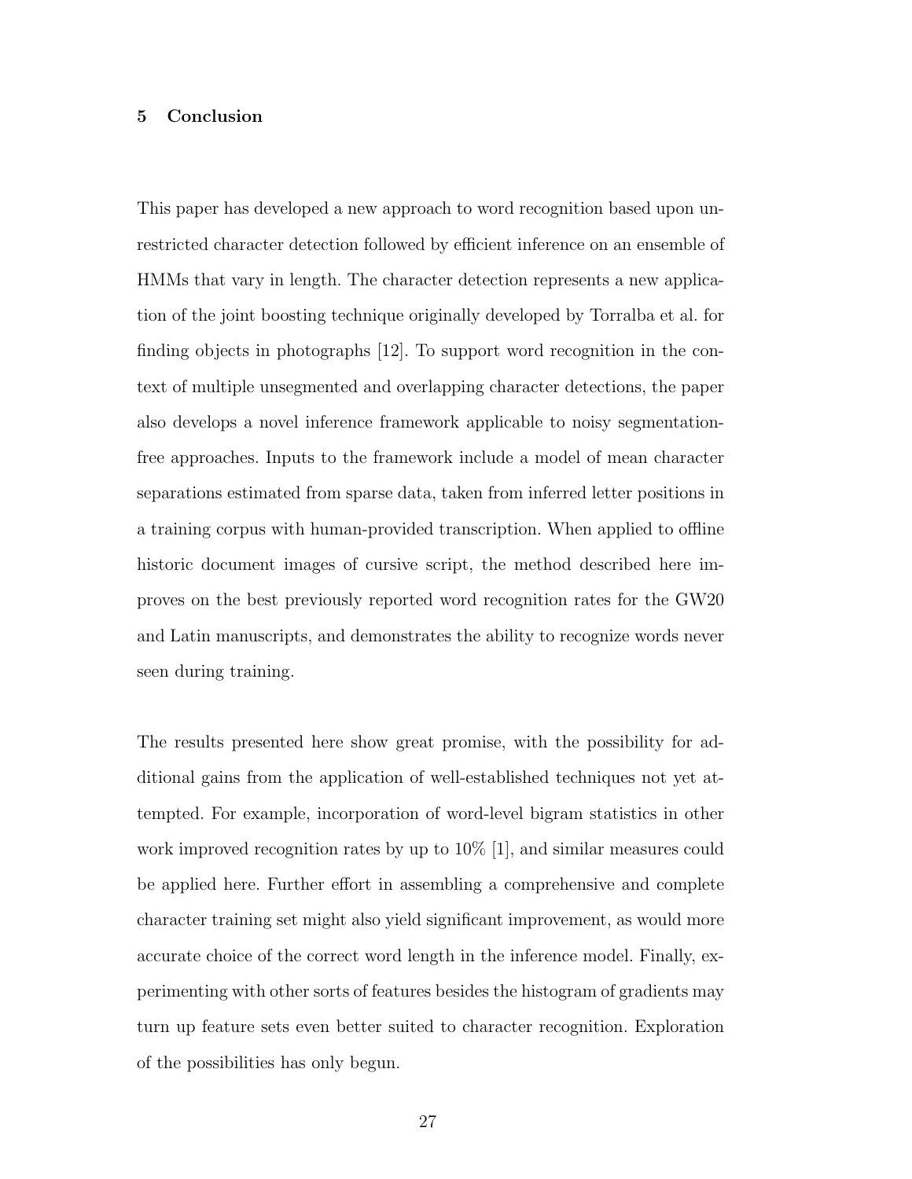## 5 Conclusion

This paper has developed a new approach to word recognition based upon unrestricted character detection followed by efficient inference on an ensemble of HMMs that vary in length. The character detection represents a new application of the joint boosting technique originally developed by Torralba et al. for finding objects in photographs [12]. To support word recognition in the context of multiple unsegmented and overlapping character detections, the paper also develops a novel inference framework applicable to noisy segmentation-free approaches. Inputs to the framework include a model of mean character separations estimated from sparse data, taken from inferred letter positions in a training corpus with human-provided transcription. When applied to offline historic document images of cursive script, the method described here improves on the best previously reported word recognition rates for the GW20 and Latin manuscripts, and demonstrates the ability to recognize words never seen during training.

The results presented here show great promise, with the possibility for additional gains from the application of well-established techniques not yet attempted. For example, incorporation of word-level bigram statistics in other work improved recognition rates by up to 10% [1], and similar measures could be applied here. Further effort in assembling a comprehensive and complete character training set might also yield significant improvement, as would more accurate choice of the correct word length in the inference model. Finally, experimenting with other sorts of features besides the histogram of gradients may turn up feature sets even better suited to character recognition. Exploration of the possibilities has only begun.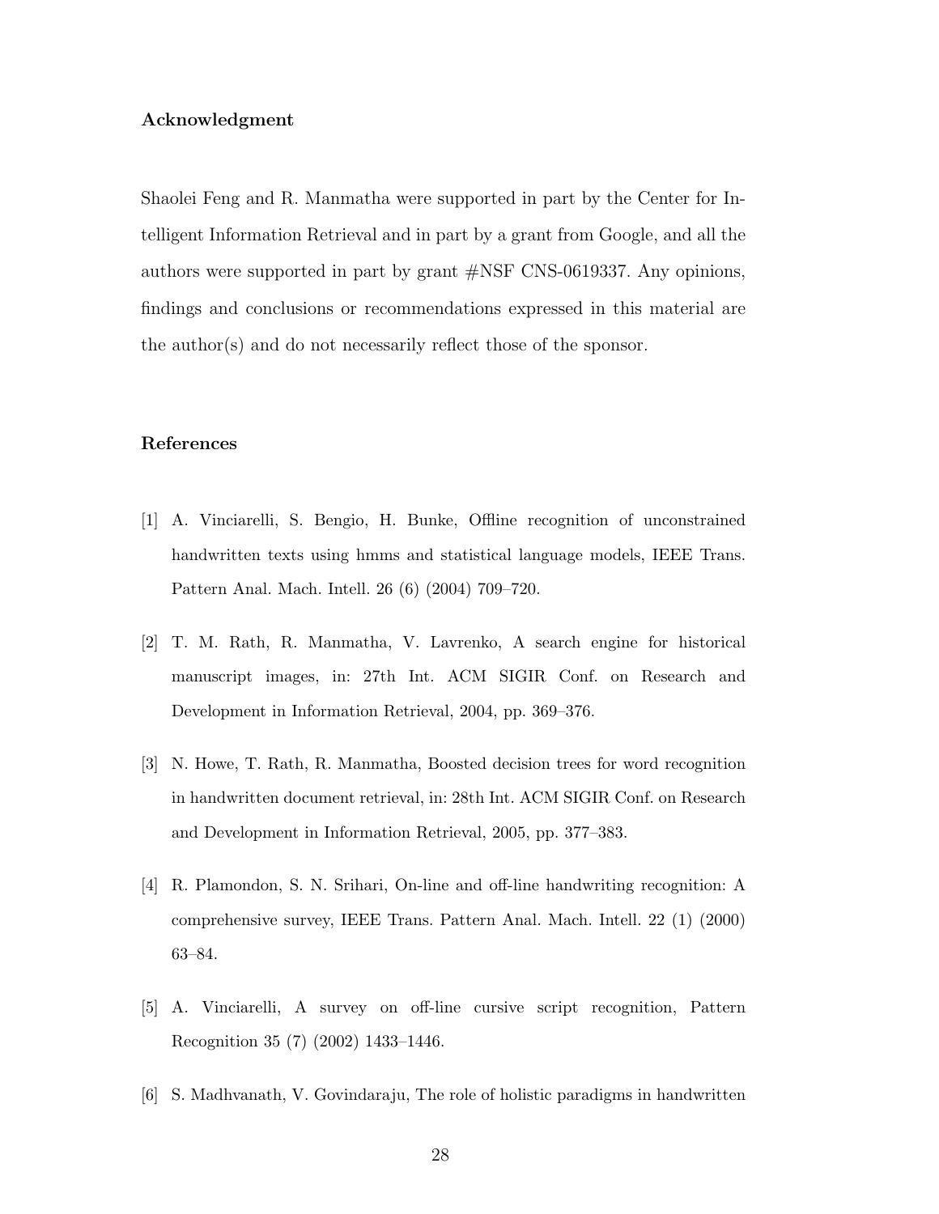## Acknowledgment

Shaolei Feng and R. Manmatha were supported in part by the Center for Intelligent Information Retrieval and in part by a grant from Google, and all the authors were supported in part by grant #NSF CNS-0619337. Any opinions, findings and conclusions or recommendations expressed in this material are the author(s) and do not necessarily reflect those of the sponsor.

## References

[1] A. Vinciarelli, S. Bengio, H. Bunke, Offline recognition of unconstrained handwritten texts using hmms and statistical language models, IEEE Trans. Pattern Anal. Mach. Intell. 26 (6) (2004) 709–720.

[2] T. M. Rath, R. Manmatha, V. Lavrenko, A search engine for historical manuscript images, in: 27th Int. ACM SIGIR Conf. on Research and Development in Information Retrieval, 2004, pp. 369–376.

[3] N. Howe, T. Rath, R. Manmatha, Boosted decision trees for word recognition in handwritten document retrieval, in: 28th Int. ACM SIGIR Conf. on Research and Development in Information Retrieval, 2005, pp. 377–383.

[4] R. Plamondon, S. N. Srihari, On-line and off-line handwriting recognition: A comprehensive survey, IEEE Trans. Pattern Anal. Mach. Intell. 22 (1) (2000) 63–84.

[5] A. Vinciarelli, A survey on off-line cursive script recognition, Pattern Recognition 35 (7) (2002) 1433–1446.

[6] S. Madhvanath, V. Govindaraju, The role of holistic paradigms in handwritten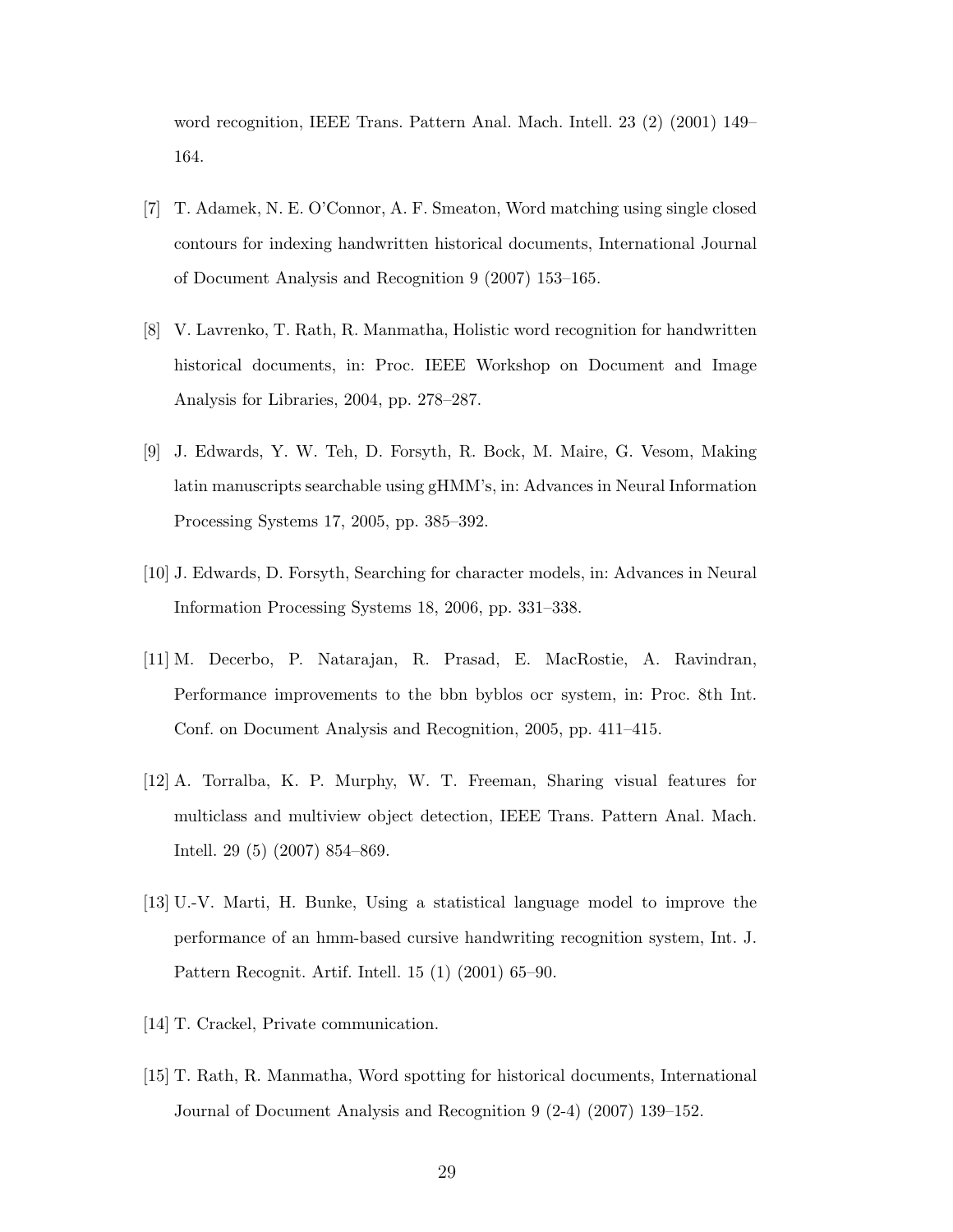word recognition, IEEE Trans. Pattern Anal. Mach. Intell. 23 (2) (2001) 149–164.

[7] T. Adamek, N. E. O'Connor, A. F. Smeaton, Word matching using single closed contours for indexing handwritten historical documents, International Journal of Document Analysis and Recognition 9 (2007) 153–165.

[8] V. Lavrenko, T. Rath, R. Manmatha, Holistic word recognition for handwritten historical documents, in: Proc. IEEE Workshop on Document and Image Analysis for Libraries, 2004, pp. 278–287.

[9] J. Edwards, Y. W. Teh, D. Forsyth, R. Bock, M. Maire, G. Vesom, Making latin manuscripts searchable using gHMM's, in: Advances in Neural Information Processing Systems 17, 2005, pp. 385–392.

[10] J. Edwards, D. Forsyth, Searching for character models, in: Advances in Neural Information Processing Systems 18, 2006, pp. 331–338.

[11] M. Decerbo, P. Natarajan, R. Prasad, E. MacRostie, A. Ravindran, Performance improvements to the bbn byblos ocr system, in: Proc. 8th Int. Conf. on Document Analysis and Recognition, 2005, pp. 411–415.

[12] A. Torralba, K. P. Murphy, W. T. Freeman, Sharing visual features for multiclass and multiview object detection, IEEE Trans. Pattern Anal. Mach. Intell. 29 (5) (2007) 854–869.

[13] U.-V. Marti, H. Bunke, Using a statistical language model to improve the performance of an hmm-based cursive handwriting recognition system, Int. J. Pattern Recognit. Artif. Intell. 15 (1) (2001) 65–90.

[14] T. Crackel, Private communication.

[15] T. Rath, R. Manmatha, Word spotting for historical documents, International Journal of Document Analysis and Recognition 9 (2-4) (2007) 139–152.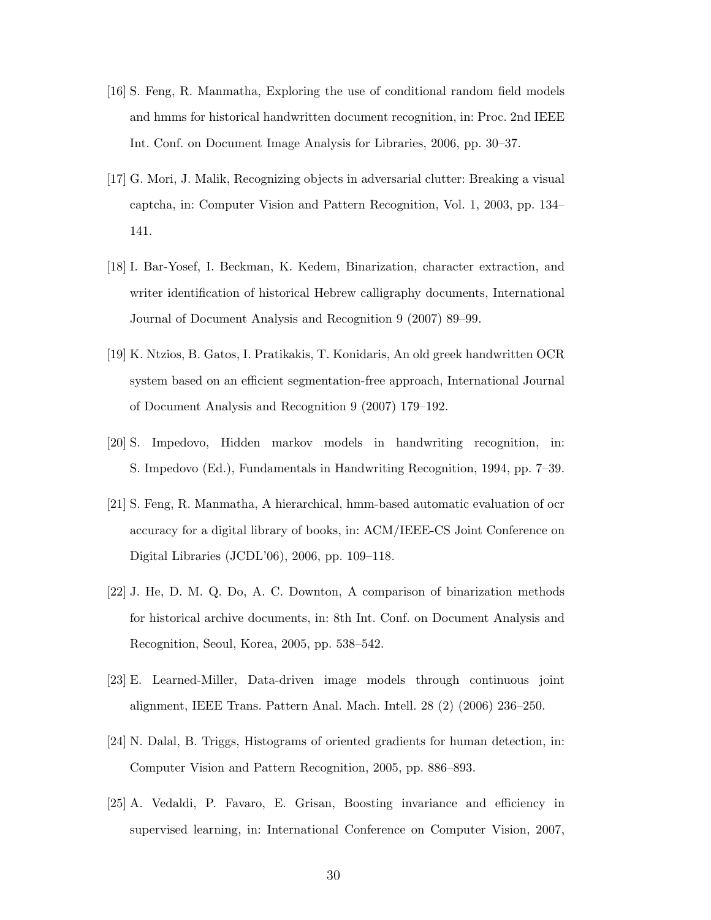[16] S. Feng, R. Manmatha, Exploring the use of conditional random field models and hmms for historical handwritten document recognition, in: Proc. 2nd IEEE Int. Conf. on Document Image Analysis for Libraries, 2006, pp. 30–37.

[17] G. Mori, J. Malik, Recognizing objects in adversarial clutter: Breaking a visual captcha, in: Computer Vision and Pattern Recognition, Vol. 1, 2003, pp. 134–141.

[18] I. Bar-Yosef, I. Beckman, K. Kedem, Binarization, character extraction, and writer identification of historical Hebrew calligraphy documents, International Journal of Document Analysis and Recognition 9 (2007) 89–99.

[19] K. Ntzios, B. Gatos, I. Pratikakis, T. Konidaris, An old greek handwritten OCR system based on an efficient segmentation-free approach, International Journal of Document Analysis and Recognition 9 (2007) 179–192.

[20] S. Impedovo, Hidden markov models in handwriting recognition, in: S. Impedovo (Ed.), Fundamentals in Handwriting Recognition, 1994, pp. 7–39.

[21] S. Feng, R. Manmatha, A hierarchical, hmm-based automatic evaluation of ocr accuracy for a digital library of books, in: ACM/IEEE-CS Joint Conference on Digital Libraries (JCDL'06), 2006, pp. 109–118.

[22] J. He, D. M. Q. Do, A. C. Downton, A comparison of binarization methods for historical archive documents, in: 8th Int. Conf. on Document Analysis and Recognition, Seoul, Korea, 2005, pp. 538–542.

[23] E. Learned-Miller, Data-driven image models through continuous joint alignment, IEEE Trans. Pattern Anal. Mach. Intell. 28 (2) (2006) 236–250.

[24] N. Dalal, B. Triggs, Histograms of oriented gradients for human detection, in: Computer Vision and Pattern Recognition, 2005, pp. 886–893.

[25] A. Vedaldi, P. Favaro, E. Grisan, Boosting invariance and efficiency in supervised learning, in: International Conference on Computer Vision, 2007,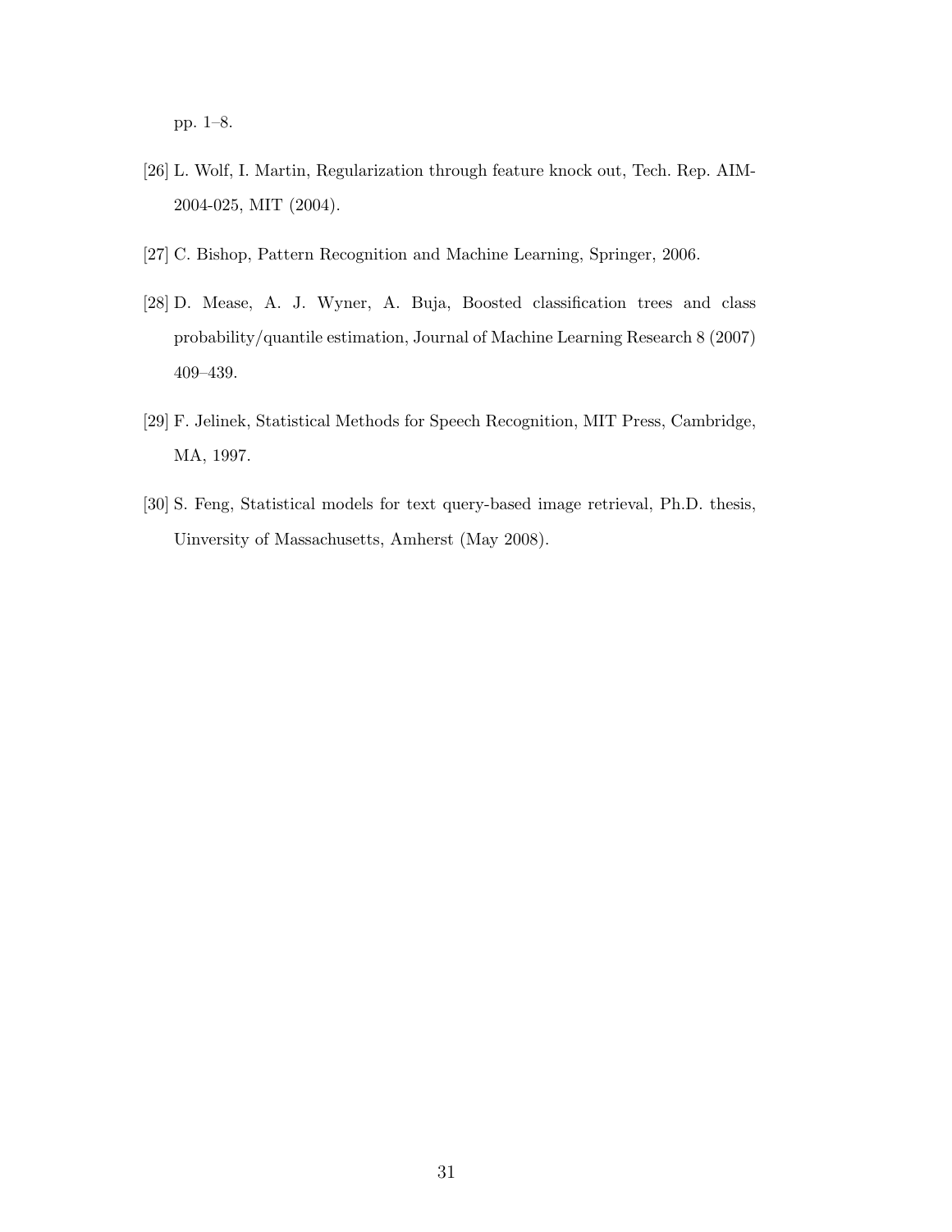pp. 1–8.

[26] L. Wolf, I. Martin, Regularization through feature knock out, Tech. Rep. AIM-2004-025, MIT (2004).

[27] C. Bishop, Pattern Recognition and Machine Learning, Springer, 2006.

[28] D. Mease, A. J. Wyner, A. Buja, Boosted classification trees and class probability/quantile estimation, Journal of Machine Learning Research 8 (2007) 409–439.

[29] F. Jelinek, Statistical Methods for Speech Recognition, MIT Press, Cambridge, MA, 1997.

[30] S. Feng, Statistical models for text query-based image retrieval, Ph.D. thesis, Uinversity of Massachusetts, Amherst (May 2008).